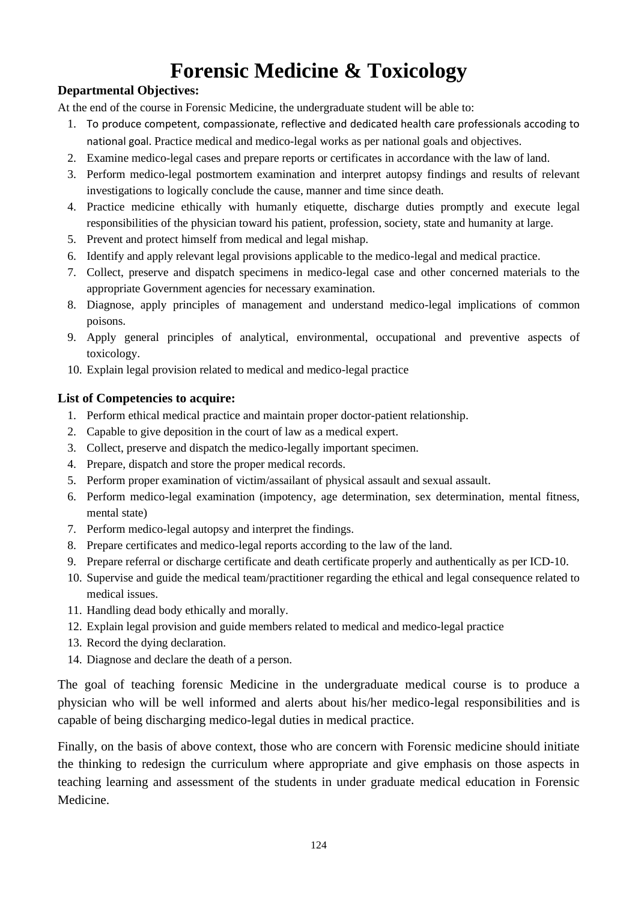# Forensic Medicine & Toxicology

**Departmental Objectives:**

At the end of the course in Forensic Medicine, the undergraduate student will be able to:

1. To produce competent, compassionate, reflective and dedicated health care professionals accoding to national goal. Practice medical and medico-legal works as per national goals and objectives.
2. Examine medico-legal cases and prepare reports or certificates in accordance with the law of land.
3. Perform medico-legal postmortem examination and interpret autopsy findings and results of relevant investigations to logically conclude the cause, manner and time since death.
4. Practice medicine ethically with humanly etiquette, discharge duties promptly and execute legal responsibilities of the physician toward his patient, profession, society, state and humanity at large.
5. Prevent and protect himself from medical and legal mishap.
6. Identify and apply relevant legal provisions applicable to the medico-legal and medical practice.
7. Collect, preserve and dispatch specimens in medico-legal case and other concerned materials to the appropriate Government agencies for necessary examination.
8. Diagnose, apply principles of management and understand medico-legal implications of common poisons.
9. Apply general principles of analytical, environmental, occupational and preventive aspects of toxicology.
10. Explain legal provision related to medical and medico-legal practice

**List of Competencies to acquire:**

1. Perform ethical medical practice and maintain proper doctor-patient relationship.
2. Capable to give deposition in the court of law as a medical expert.
3. Collect, preserve and dispatch the medico-legally important specimen.
4. Prepare, dispatch and store the proper medical records.
5. Perform proper examination of victim/assailant of physical assault and sexual assault.
6. Perform medico-legal examination (impotency, age determination, sex determination, mental fitness, mental state)
7. Perform medico-legal autopsy and interpret the findings.
8. Prepare certificates and medico-legal reports according to the law of the land.
9. Prepare referral or discharge certificate and death certificate properly and authentically as per ICD-10.
10. Supervise and guide the medical team/practitioner regarding the ethical and legal consequence related to medical issues.
11. Handling dead body ethically and morally.
12. Explain legal provision and guide members related to medical and medico-legal practice
13. Record the dying declaration.
14. Diagnose and declare the death of a person.

The goal of teaching forensic Medicine in the undergraduate medical course is to produce a physician who will be well informed and alerts about his/her medico-legal responsibilities and is capable of being discharging medico-legal duties in medical practice.

Finally, on the basis of above context, those who are concern with Forensic medicine should initiate the thinking to redesign the curriculum where appropriate and give emphasis on those aspects in teaching learning and assessment of the students in under graduate medical education in Forensic Medicine.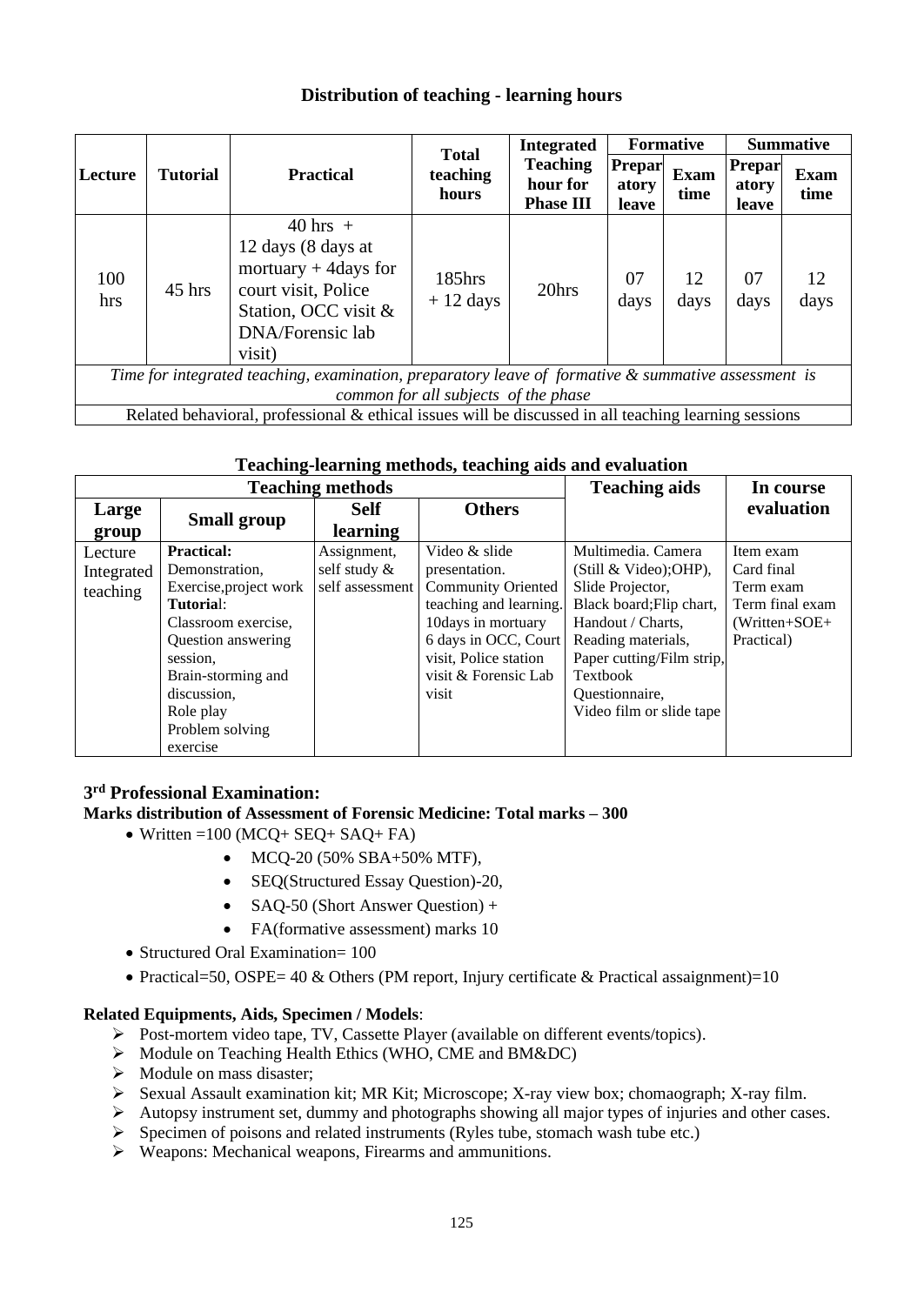## Distribution of teaching - learning hours

| Lecture | Tutorial | Practical | Total teaching hours | Integrated Teaching hour for Phase III | Formative | | Summative | |
|---|---|---|---|---|---|---|---|---|
| | | | | | Preparatory leave | Exam time | Preparatory leave | Exam time |
| 100 hrs | 45 hrs | 40 hrs + 12 days (8 days at mortuary + 4days for court visit, Police Station, OCC visit & DNA/Forensic lab visit) | 185hrs + 12 days | 20hrs | 07 days | 12 days | 07 days | 12 days |
| *Time for integrated teaching, examination, preparatory leave of formative & summative assessment is common for all subjects of the phase* | | | | | | | | |
| Related behavioral, professional & ethical issues will be discussed in all teaching learning sessions | | | | | | | | |

## Teaching-learning methods, teaching aids and evaluation

| Teaching methods | | | | Teaching aids | In course evaluation |
|---|---|---|---|---|---|
| Large group | Small group | Self learning | Others | | |
| Lecture<br>Integrated teaching | **Practical:**<br>Demonstration,<br>Exercise,project work<br>**Tutorial**:<br>Classroom exercise,<br>Question answering session,<br>Brain-storming and discussion,<br>Role play<br>Problem solving exercise | Assignment, self study & self assessment | Video & slide presentation.<br>Community Oriented teaching and learning.<br>10days in mortuary<br>6 days in OCC, Court visit, Police station visit & Forensic Lab visit | Multimedia. Camera (Still & Video);OHP), Slide Projector, Black board;Flip chart, Handout / Charts, Reading materials, Paper cutting/Film strip, Textbook Questionnaire, Video film or slide tape | Item exam<br>Card final<br>Term exam<br>Term final exam (Written+SOE+ Practical) |

### 3rd Professional Examination:

**Marks distribution of Assessment of Forensic Medicine: Total marks – 300**

- Written =100 (MCQ+ SEQ+ SAQ+ FA)
  - MCQ-20 (50% SBA+50% MTF),
  - SEQ(Structured Essay Question)-20,
  - SAQ-50 (Short Answer Question) +
  - FA(formative assessment) marks 10
- Structured Oral Examination= 100
- Practical=50, OSPE= 40 & Others (PM report, Injury certificate & Practical assaignment)=10

**Related Equipments, Aids, Specimen / Models**:

- Post-mortem video tape, TV, Cassette Player (available on different events/topics).
- Module on Teaching Health Ethics (WHO, CME and BM&DC)
- Module on mass disaster;
- Sexual Assault examination kit; MR Kit; Microscope; X-ray view box; chomaograph; X-ray film.
- Autopsy instrument set, dummy and photographs showing all major types of injuries and other cases.
- Specimen of poisons and related instruments (Ryles tube, stomach wash tube etc.)
- Weapons: Mechanical weapons, Firearms and ammunitions.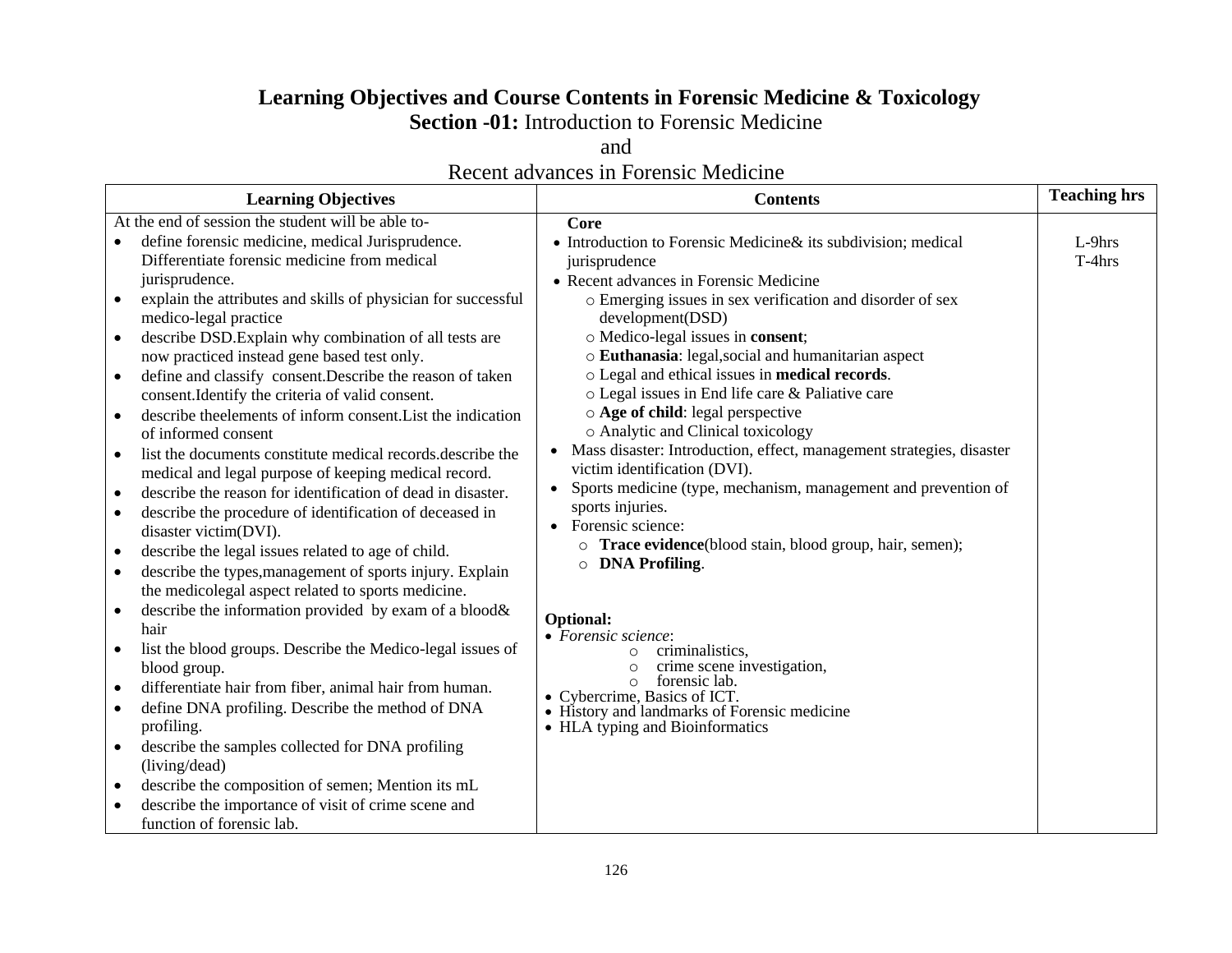# Learning Objectives and Course Contents in Forensic Medicine & Toxicology

## **Section -01:** Introduction to Forensic Medicine and Recent advances in Forensic Medicine

| Learning Objectives | Contents | Teaching hrs |
|---|---|---|
| At the end of session the student will be able to-<br>• define forensic medicine, medical Jurisprudence. Differentiate forensic medicine from medical jurisprudence.<br>• explain the attributes and skills of physician for successful medico-legal practice<br>• describe DSD.Explain why combination of all tests are now practiced instead gene based test only.<br>• define and classify consent.Describe the reason of taken consent.Identify the criteria of valid consent.<br>• describe theelements of inform consent.List the indication of informed consent<br>• list the documents constitute medical records.describe the medical and legal purpose of keeping medical record.<br>• describe the reason for identification of dead in disaster.<br>• describe the procedure of identification of deceased in disaster victim(DVI).<br>• describe the legal issues related to age of child.<br>• describe the types,management of sports injury. Explain the medicolegal aspect related to sports medicine.<br>• describe the information provided by exam of a blood& hair<br>• list the blood groups. Describe the Medico-legal issues of blood group.<br>• differentiate hair from fiber, animal hair from human.<br>• define DNA profiling. Describe the method of DNA profiling.<br>• describe the samples collected for DNA profiling (living/dead)<br>• describe the composition of semen; Mention its mL<br>• describe the importance of visit of crime scene and function of forensic lab. | **Core**<br>• Introduction to Forensic Medicine& its subdivision; medical jurisprudence<br>• Recent advances in Forensic Medicine<br>  ○ Emerging issues in sex verification and disorder of sex development(DSD)<br>  ○ Medico-legal issues in **consent**;<br>  ○ **Euthanasia**: legal,social and humanitarian aspect<br>  ○ Legal and ethical issues in **medical records**.<br>  ○ Legal issues in End life care & Paliative care<br>  ○ **Age of child**: legal perspective<br>  ○ Analytic and Clinical toxicology<br>• Mass disaster: Introduction, effect, management strategies, disaster victim identification (DVI).<br>• Sports medicine (type, mechanism, management and prevention of sports injuries.<br>• Forensic science:<br>  ○ **Trace evidence**(blood stain, blood group, hair, semen);<br>  ○ **DNA Profiling**.<br><br>**Optional:**<br>• *Forensic science*:<br>  ○ criminalistics,<br>  ○ crime scene investigation,<br>  ○ forensic lab.<br>• Cybercrime, Basics of ICT.<br>• History and landmarks of Forensic medicine<br>• HLA typing and Bioinformatics | L-9hrs<br>T-4hrs |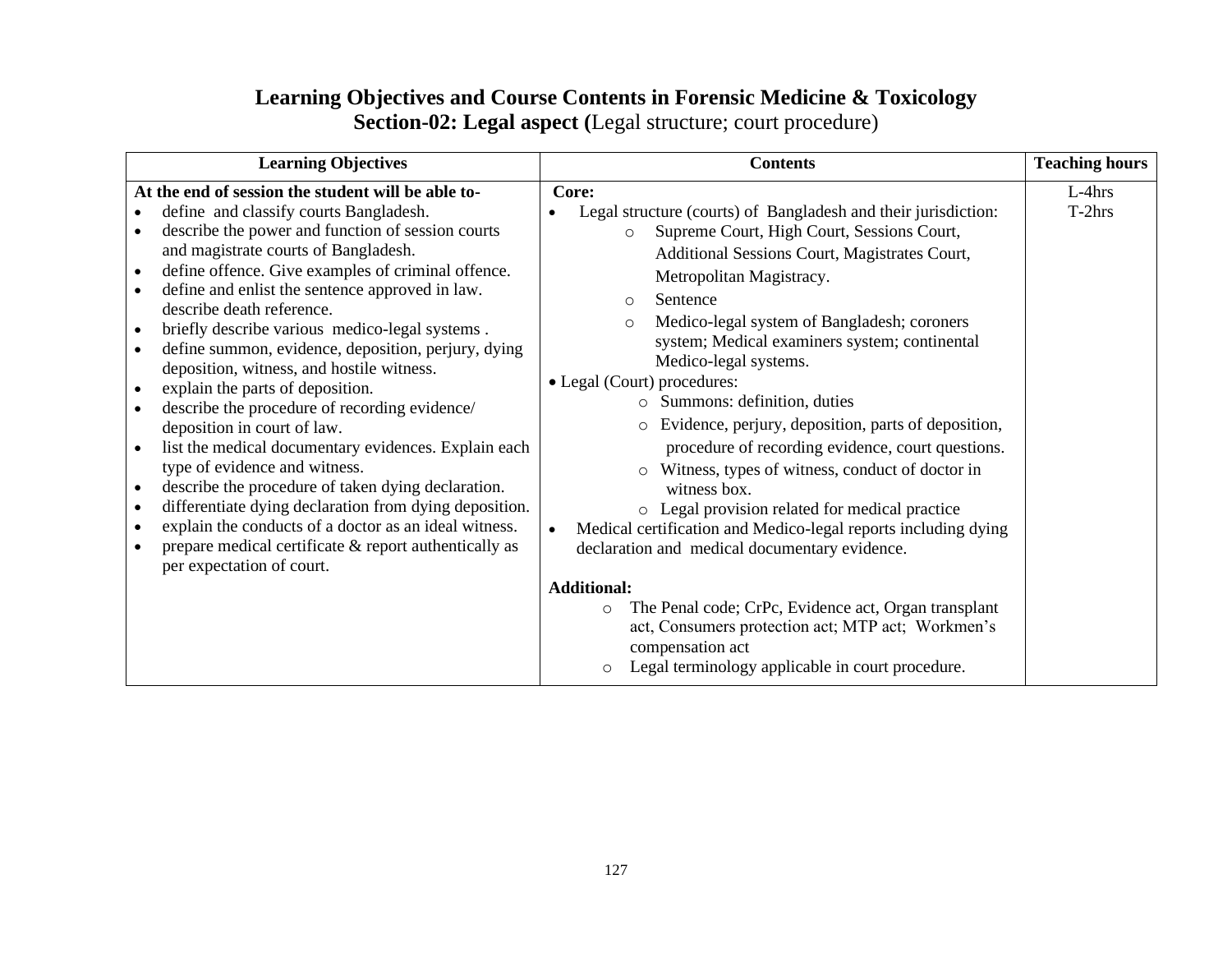# Learning Objectives and Course Contents in Forensic Medicine & Toxicology

## Section-02: Legal aspect (Legal structure; court procedure)

| Learning Objectives | Contents | Teaching hours |
|---|---|---|
| **At the end of session the student will be able to-**<br>• define and classify courts Bangladesh.<br>• describe the power and function of session courts and magistrate courts of Bangladesh.<br>• define offence. Give examples of criminal offence.<br>• define and enlist the sentence approved in law. describe death reference.<br>• briefly describe various medico-legal systems .<br>• define summon, evidence, deposition, perjury, dying deposition, witness, and hostile witness.<br>• explain the parts of deposition.<br>• describe the procedure of recording evidence/ deposition in court of law.<br>• list the medical documentary evidences. Explain each type of evidence and witness.<br>• describe the procedure of taken dying declaration.<br>• differentiate dying declaration from dying deposition.<br>• explain the conducts of a doctor as an ideal witness.<br>• prepare medical certificate & report authentically as per expectation of court. | **Core:**<br>• Legal structure (courts) of Bangladesh and their jurisdiction:<br>&nbsp;&nbsp;&nbsp;&nbsp;○ Supreme Court, High Court, Sessions Court, Additional Sessions Court, Magistrates Court, Metropolitan Magistracy.<br>&nbsp;&nbsp;&nbsp;&nbsp;○ Sentence<br>&nbsp;&nbsp;&nbsp;&nbsp;○ Medico-legal system of Bangladesh; coroners system; Medical examiners system; continental Medico-legal systems.<br>• Legal (Court) procedures:<br>&nbsp;&nbsp;&nbsp;&nbsp;○ Summons: definition, duties<br>&nbsp;&nbsp;&nbsp;&nbsp;○ Evidence, perjury, deposition, parts of deposition, procedure of recording evidence, court questions.<br>&nbsp;&nbsp;&nbsp;&nbsp;○ Witness, types of witness, conduct of doctor in witness box.<br>&nbsp;&nbsp;&nbsp;&nbsp;○ Legal provision related for medical practice<br>• Medical certification and Medico-legal reports including dying declaration and medical documentary evidence.<br><br>**Additional:**<br>&nbsp;&nbsp;&nbsp;&nbsp;○ The Penal code; CrPc, Evidence act, Organ transplant act, Consumers protection act; MTP act; Workmen's compensation act<br>&nbsp;&nbsp;&nbsp;&nbsp;○ Legal terminology applicable in court procedure. | L-4hrs<br>T-2hrs |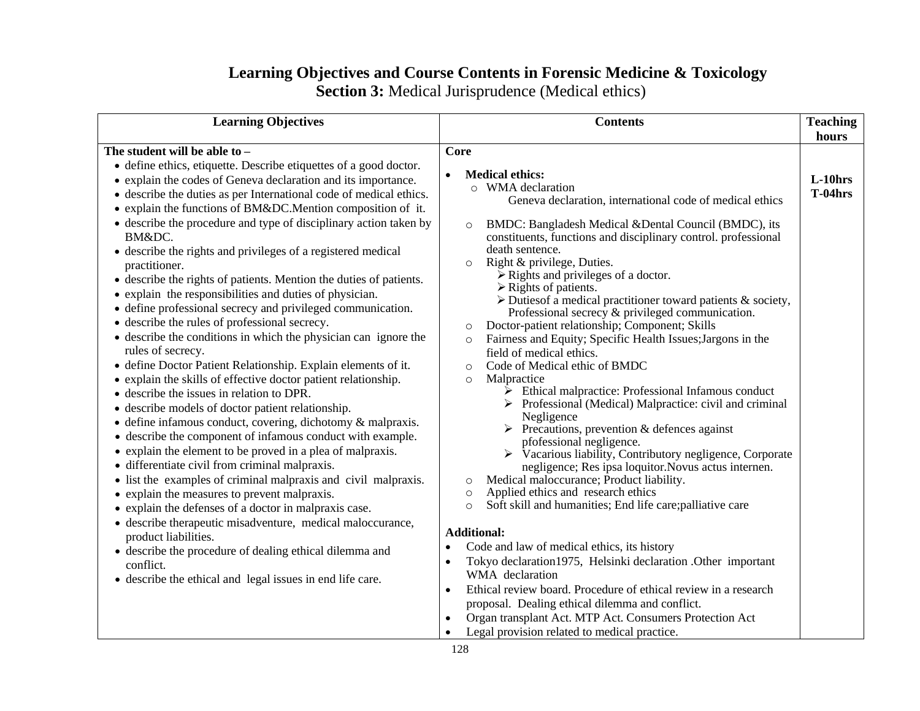# Learning Objectives and Course Contents in Forensic Medicine & Toxicology

## **Section 3:** Medical Jurisprudence (Medical ethics)

| Learning Objectives | Contents | Teaching hours |
|---|---|---|
| **The student will be able to –**<br>• define ethics, etiquette. Describe etiquettes of a good doctor.<br>• explain the codes of Geneva declaration and its importance.<br>• describe the duties as per International code of medical ethics.<br>• explain the functions of BM&DC.Mention composition of it.<br>• describe the procedure and type of disciplinary action taken by BM&DC.<br>• describe the rights and privileges of a registered medical practitioner.<br>• describe the rights of patients. Mention the duties of patients.<br>• explain the responsibilities and duties of physician.<br>• define professional secrecy and privileged communication.<br>• describe the rules of professional secrecy.<br>• describe the conditions in which the physician can ignore the rules of secrecy.<br>• define Doctor Patient Relationship. Explain elements of it.<br>• explain the skills of effective doctor patient relationship.<br>• describe the issues in relation to DPR.<br>• describe models of doctor patient relationship.<br>• define infamous conduct, covering, dichotomy & malpraxis.<br>• describe the component of infamous conduct with example.<br>• explain the element to be proved in a plea of malpraxis.<br>• differentiate civil from criminal malpraxis.<br>• list the examples of criminal malpraxis and civil malpraxis.<br>• explain the measures to prevent malpraxis.<br>• explain the defenses of a doctor in malpraxis case.<br>• describe therapeutic misadventure, medical maloccurance, product liabilities.<br>• describe the procedure of dealing ethical dilemma and conflict.<br>• describe the ethical and legal issues in end life care. | **Core**<br>• **Medical ethics:**<br>○ WMA declaration<br>Geneva declaration, international code of medical ethics<br>○ BMDC: Bangladesh Medical &Dental Council (BMDC), its constituents, functions and disciplinary control. professional death sentence.<br>○ Right & privilege, Duties.<br>➢ Rights and privileges of a doctor.<br>➢ Rights of patients.<br>➢ Dutiesof a medical practitioner toward patients & society, Professional secrecy & privileged communication.<br>○ Doctor-patient relationship; Component; Skills<br>○ Fairness and Equity; Specific Health Issues;Jargons in the field of medical ethics.<br>○ Code of Medical ethic of BMDC<br>○ Malpractice<br>➢ Ethical malpractice: Professional Infamous conduct<br>➢ Professional (Medical) Malpractice: civil and criminal Negligence<br>➢ Precautions, prevention & defences against pfofessional negligence.<br>➢ Vacarious liability, Contributory negligence, Corporate negligence; Res ipsa loquitor.Novus actus internen.<br>○ Medical maloccurance; Product liability.<br>○ Applied ethics and research ethics<br>○ Soft skill and humanities; End life care;palliative care<br><br>**Additional:**<br>• Code and law of medical ethics, its history<br>• Tokyo declaration1975, Helsinki declaration .Other important WMA declaration<br>• Ethical review board. Procedure of ethical review in a research proposal. Dealing ethical dilemma and conflict.<br>• Organ transplant Act. MTP Act. Consumers Protection Act<br>• Legal provision related to medical practice. | **L-10hrs**<br>**T-04hrs** |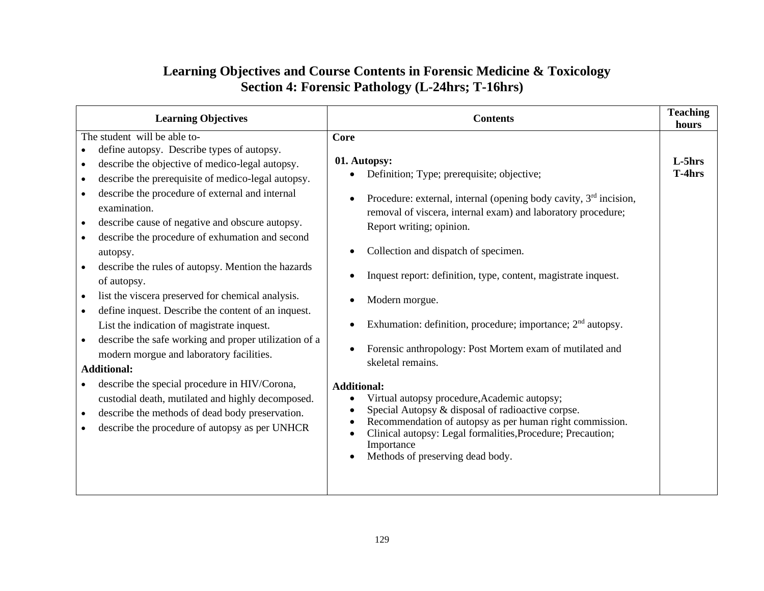# Learning Objectives and Course Contents in Forensic Medicine & Toxicology

## Section 4: Forensic Pathology (L-24hrs; T-16hrs)

| Learning Objectives | Contents | Teaching hours |
|---|---|---|
| The student will be able to-<br>• define autopsy. Describe types of autopsy.<br>• describe the objective of medico-legal autopsy.<br>• describe the prerequisite of medico-legal autopsy.<br>• describe the procedure of external and internal examination.<br>• describe cause of negative and obscure autopsy.<br>• describe the procedure of exhumation and second autopsy.<br>• describe the rules of autopsy. Mention the hazards of autopsy.<br>• list the viscera preserved for chemical analysis.<br>• define inquest. Describe the content of an inquest. List the indication of magistrate inquest.<br>• describe the safe working and proper utilization of a modern morgue and laboratory facilities.<br>**Additional:**<br>• describe the special procedure in HIV/Corona, custodial death, mutilated and highly decomposed.<br>• describe the methods of dead body preservation.<br>• describe the procedure of autopsy as per UNHCR | **Core**<br><br>**01. Autopsy:**<br>• Definition; Type; prerequisite; objective;<br>• Procedure: external, internal (opening body cavity, 3rd incision, removal of viscera, internal exam) and laboratory procedure; Report writing; opinion.<br>• Collection and dispatch of specimen.<br>• Inquest report: definition, type, content, magistrate inquest.<br>• Modern morgue.<br>• Exhumation: definition, procedure; importance; 2nd autopsy.<br>• Forensic anthropology: Post Mortem exam of mutilated and skeletal remains.<br><br>**Additional:**<br>• Virtual autopsy procedure,Academic autopsy;<br>• Special Autopsy & disposal of radioactive corpse.<br>• Recommendation of autopsy as per human right commission.<br>• Clinical autopsy: Legal formalities,Procedure; Precaution; Importance<br>• Methods of preserving dead body. | **L-5hrs**<br>**T-4hrs** |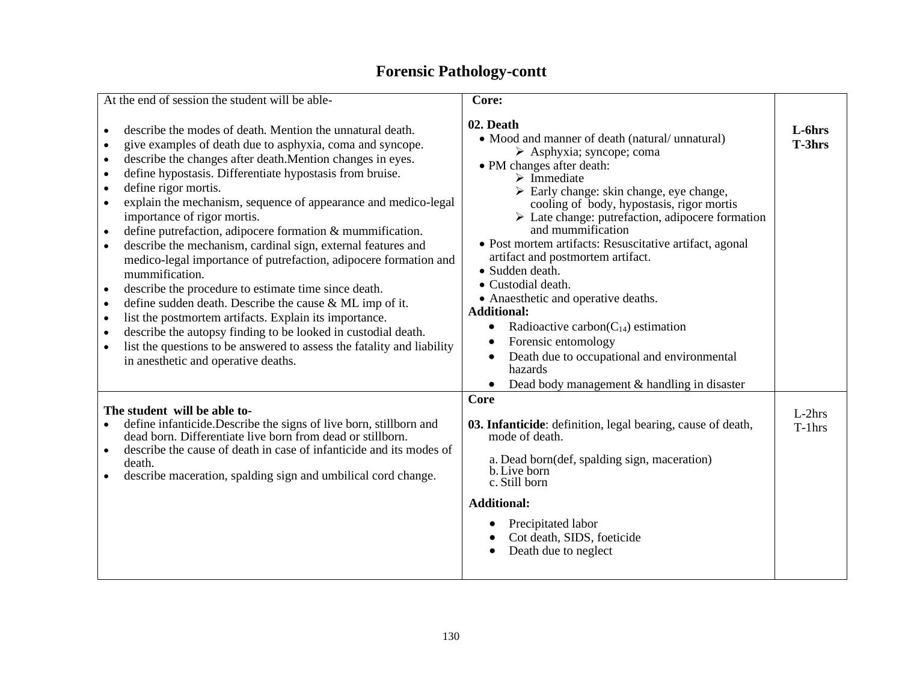# Forensic Pathology-contt

| At the end of session the student will be able- | Core: | |
|---|---|---|
| • describe the modes of death. Mention the unnatural death.<br>• give examples of death due to asphyxia, coma and syncope.<br>• describe the changes after death.Mention changes in eyes.<br>• define hypostasis. Differentiate hypostasis from bruise.<br>• define rigor mortis.<br>• explain the mechanism, sequence of appearance and medico-legal importance of rigor mortis.<br>• define putrefaction, adipocere formation & mummification.<br>• describe the mechanism, cardinal sign, external features and medico-legal importance of putrefaction, adipocere formation and mummification.<br>• describe the procedure to estimate time since death.<br>• define sudden death. Describe the cause & ML imp of it.<br>• list the postmortem artifacts. Explain its importance.<br>• describe the autopsy finding to be looked in custodial death.<br>• list the questions to be answered to assess the fatality and liability in anesthetic and operative deaths. | **02. Death**<br>• Mood and manner of death (natural/ unnatural)<br>➢ Asphyxia; syncope; coma<br>• PM changes after death:<br>➢ Immediate<br>➢ Early change: skin change, eye change, cooling of body, hypostasis, rigor mortis<br>➢ Late change: putrefaction, adipocere formation and mummification<br>• Post mortem artifacts: Resuscitative artifact, agonal artifact and postmortem artifact.<br>• Sudden death.<br>• Custodial death.<br>• Anaesthetic and operative deaths.<br>**Additional:**<br>• Radioactive carbon($C_{14}$) estimation<br>• Forensic entomology<br>• Death due to occupational and environmental hazards<br>• Dead body management & handling in disaster | **L-6hrs**<br>**T-3hrs** |
| **The student will be able to-**<br>• define infanticide.Describe the signs of live born, stillborn and dead born. Differentiate live born from dead or stillborn.<br>• describe the cause of death in case of infanticide and its modes of death.<br>• describe maceration, spalding sign and umbilical cord change. | **Core**<br>**03. Infanticide**: definition, legal bearing, cause of death, mode of death.<br>a. Dead born(def, spalding sign, maceration)<br>b. Live born<br>c. Still born<br>**Additional:**<br>• Precipitated labor<br>• Cot death, SIDS, foeticide<br>• Death due to neglect | L-2hrs<br>T-1hrs |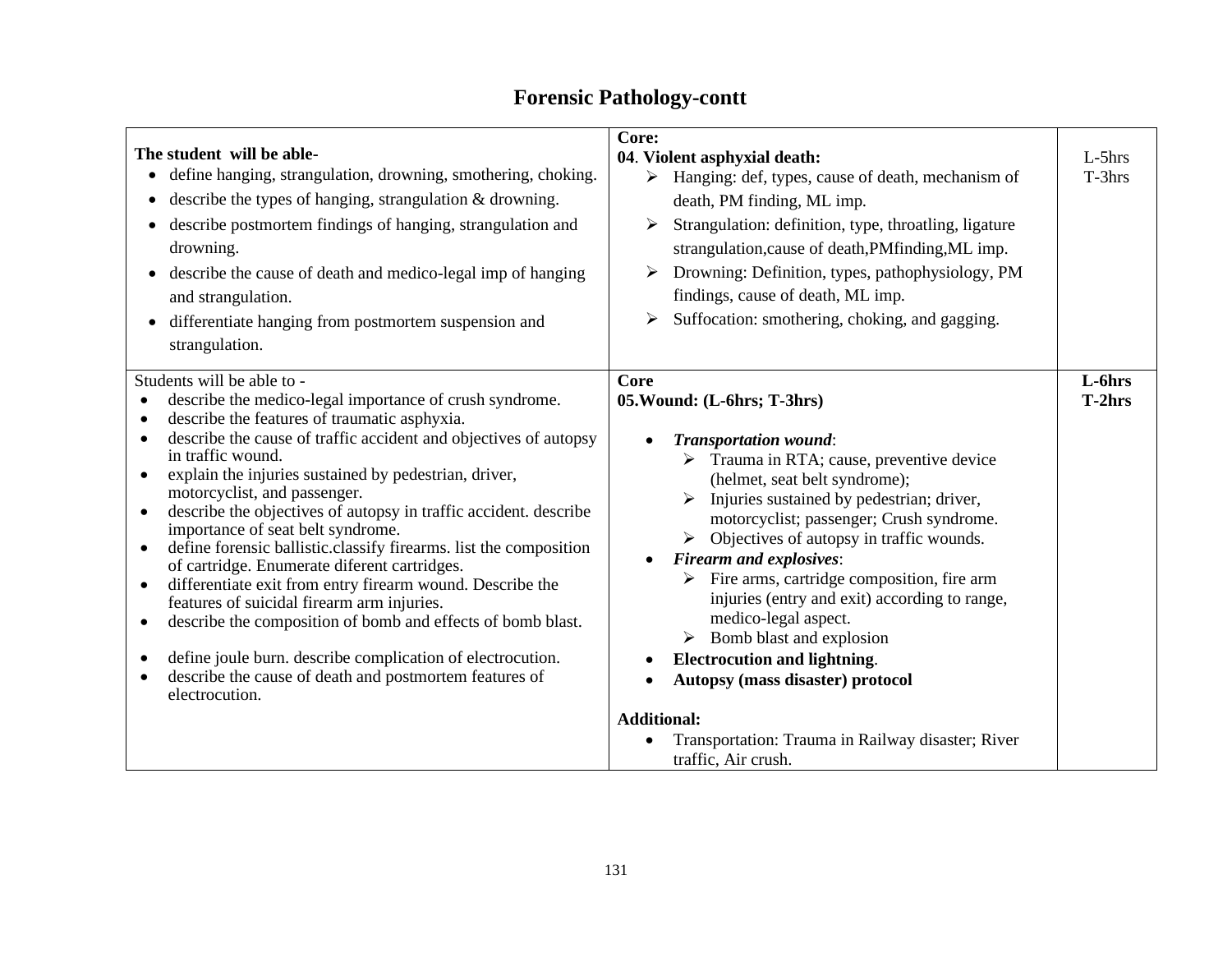# Forensic Pathology-contt

| | | |
|---|---|---|
| **The student will be able-**<br>• define hanging, strangulation, drowning, smothering, choking.<br>• describe the types of hanging, strangulation & drowning.<br>• describe postmortem findings of hanging, strangulation and drowning.<br>• describe the cause of death and medico-legal imp of hanging and strangulation.<br>• differentiate hanging from postmortem suspension and strangulation. | **Core:**<br>**04**. **Violent asphyxial death:**<br>➢ Hanging: def, types, cause of death, mechanism of death, PM finding, ML imp.<br>➢ Strangulation: definition, type, throatling, ligature strangulation,cause of death,PMfinding,ML imp.<br>➢ Drowning: Definition, types, pathophysiology, PM findings, cause of death, ML imp.<br>➢ Suffocation: smothering, choking, and gagging. | L-5hrs<br>T-3hrs |
| Students will be able to -<br>• describe the medico-legal importance of crush syndrome.<br>• describe the features of traumatic asphyxia.<br>• describe the cause of traffic accident and objectives of autopsy in traffic wound.<br>• explain the injuries sustained by pedestrian, driver, motorcyclist, and passenger.<br>• describe the objectives of autopsy in traffic accident. describe importance of seat belt syndrome.<br>• define forensic ballistic.classify firearms. list the composition of cartridge. Enumerate diferent cartridges.<br>• differentiate exit from entry firearm wound. Describe the features of suicidal firearm arm injuries.<br>• describe the composition of bomb and effects of bomb blast.<br>• define joule burn. describe complication of electrocution.<br>• describe the cause of death and postmortem features of electrocution. | **Core**<br>**05.Wound: (L-6hrs; T-3hrs)**<br>• ***Transportation wound***:<br>➢ Trauma in RTA; cause, preventive device (helmet, seat belt syndrome);<br>➢ Injuries sustained by pedestrian; driver, motorcyclist; passenger; Crush syndrome.<br>➢ Objectives of autopsy in traffic wounds.<br>• ***Firearm and explosives***:<br>➢ Fire arms, cartridge composition, fire arm injuries (entry and exit) according to range, medico-legal aspect.<br>➢ Bomb blast and explosion<br>• **Electrocution and lightning**.<br>• **Autopsy (mass disaster) protocol**<br><br>**Additional:**<br>• Transportation: Trauma in Railway disaster; River traffic, Air crush. | **L-6hrs**<br>**T-2hrs** |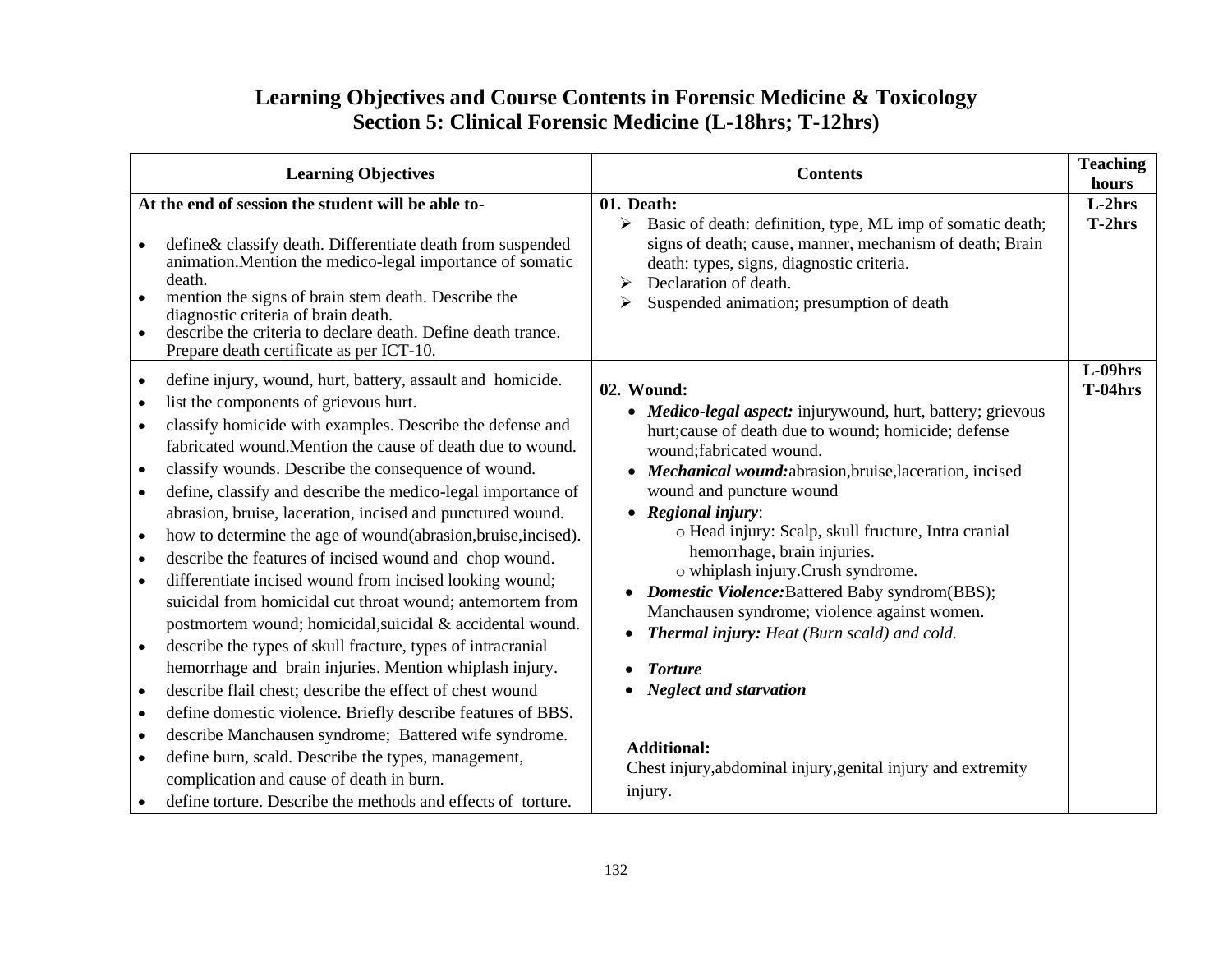# Learning Objectives and Course Contents in Forensic Medicine & Toxicology

## Section 5: Clinical Forensic Medicine (L-18hrs; T-12hrs)

| Learning Objectives | Contents | Teaching hours |
|---|---|---|
| **At the end of session the student will be able to-**<br><br>• define& classify death. Differentiate death from suspended animation.Mention the medico-legal importance of somatic death.<br>• mention the signs of brain stem death. Describe the diagnostic criteria of brain death.<br>• describe the criteria to declare death. Define death trance. Prepare death certificate as per ICT-10. | **01. Death:**<br>➢ Basic of death: definition, type, ML imp of somatic death; signs of death; cause, manner, mechanism of death; Brain death: types, signs, diagnostic criteria.<br>➢ Declaration of death.<br>➢ Suspended animation; presumption of death | **L-2hrs**<br>**T-2hrs** |
| • define injury, wound, hurt, battery, assault and homicide.<br>• list the components of grievous hurt.<br>• classify homicide with examples. Describe the defense and fabricated wound.Mention the cause of death due to wound.<br>• classify wounds. Describe the consequence of wound.<br>• define, classify and describe the medico-legal importance of abrasion, bruise, laceration, incised and punctured wound.<br>• how to determine the age of wound(abrasion,bruise,incised).<br>• describe the features of incised wound and chop wound.<br>• differentiate incised wound from incised looking wound; suicidal from homicidal cut throat wound; antemortem from postmortem wound; homicidal,suicidal & accidental wound.<br>• describe the types of skull fracture, types of intracranial hemorrhage and brain injuries. Mention whiplash injury.<br>• describe flail chest; describe the effect of chest wound<br>• define domestic violence. Briefly describe features of BBS.<br>• describe Manchausen syndrome; Battered wife syndrome.<br>• define burn, scald. Describe the types, management, complication and cause of death in burn.<br>• define torture. Describe the methods and effects of torture. | **02. Wound:**<br>• ***Medico-legal aspect:*** injurywound, hurt, battery; grievous hurt;cause of death due to wound; homicide; defense wound;fabricated wound.<br>• ***Mechanical wound:***abrasion,bruise,laceration, incised wound and puncture wound<br>• ***Regional injury***:<br>  ○ Head injury: Scalp, skull fructure, Intra cranial hemorrhage, brain injuries.<br>  ○ whiplash injury.Crush syndrome.<br>• ***Domestic Violence:***Battered Baby syndrom(BBS); Manchausen syndrome; violence against women.<br>• ***Thermal injury:*** *Heat (Burn scald) and cold.*<br>• ***Torture***<br>• ***Neglect and starvation***<br><br>**Additional:**<br>Chest injury,abdominal injury,genital injury and extremity injury. | **L-09hrs**<br>**T-04hrs** |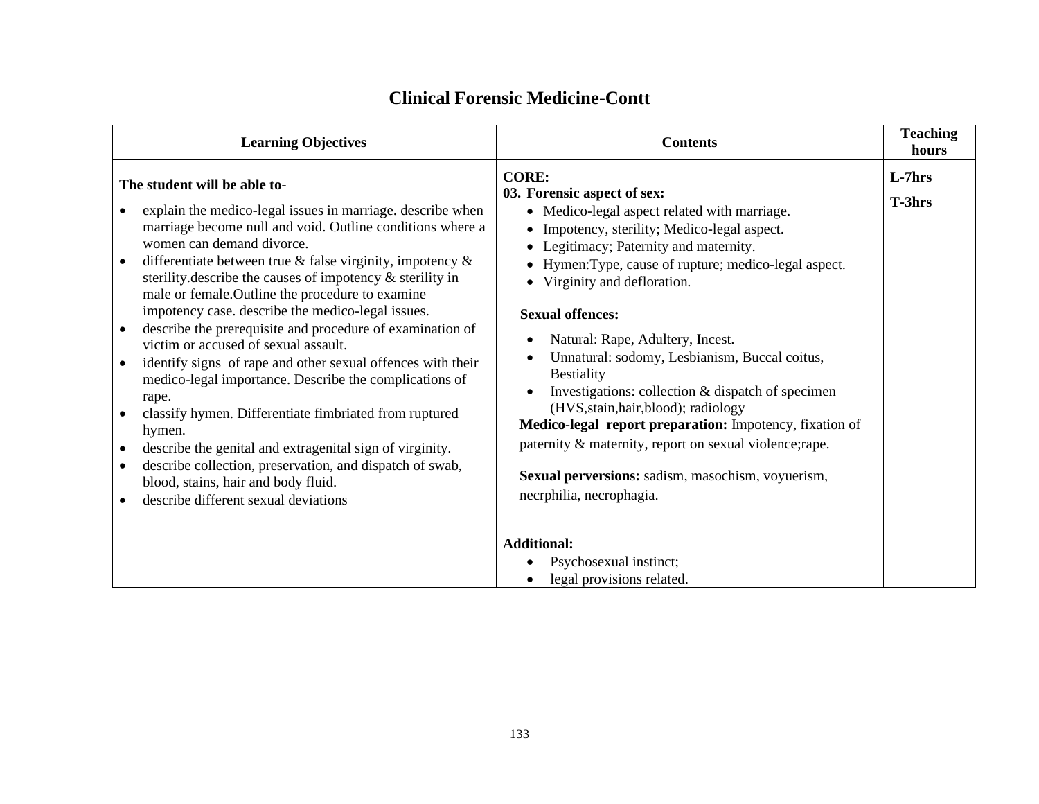## Clinical Forensic Medicine-Contt

| Learning Objectives | Contents | Teaching hours |
| --- | --- | --- |
| **The student will be able to-**<br>• explain the medico-legal issues in marriage. describe when marriage become null and void. Outline conditions where a women can demand divorce.<br>• differentiate between true & false virginity, impotency & sterility.describe the causes of impotency & sterility in male or female.Outline the procedure to examine impotency case. describe the medico-legal issues.<br>• describe the prerequisite and procedure of examination of victim or accused of sexual assault.<br>• identify signs of rape and other sexual offences with their medico-legal importance. Describe the complications of rape.<br>• classify hymen. Differentiate fimbriated from ruptured hymen.<br>• describe the genital and extragenital sign of virginity.<br>• describe collection, preservation, and dispatch of swab, blood, stains, hair and body fluid.<br>• describe different sexual deviations | **CORE:**<br>**03. Forensic aspect of sex:**<br>• Medico-legal aspect related with marriage.<br>• Impotency, sterility; Medico-legal aspect.<br>• Legitimacy; Paternity and maternity.<br>• Hymen:Type, cause of rupture; medico-legal aspect.<br>• Virginity and defloration.<br><br>**Sexual offences:**<br>• Natural: Rape, Adultery, Incest.<br>• Unnatural: sodomy, Lesbianism, Buccal coitus, Bestiality<br>• Investigations: collection & dispatch of specimen (HVS,stain,hair,blood); radiology<br>**Medico-legal report preparation:** Impotency, fixation of paternity & maternity, report on sexual violence;rape.<br><br>**Sexual perversions:** sadism, masochism, voyuerism, necrphilia, necrophagia.<br><br>**Additional:**<br>• Psychosexual instinct;<br>• legal provisions related. | **L-7hrs**<br><br>**T-3hrs** |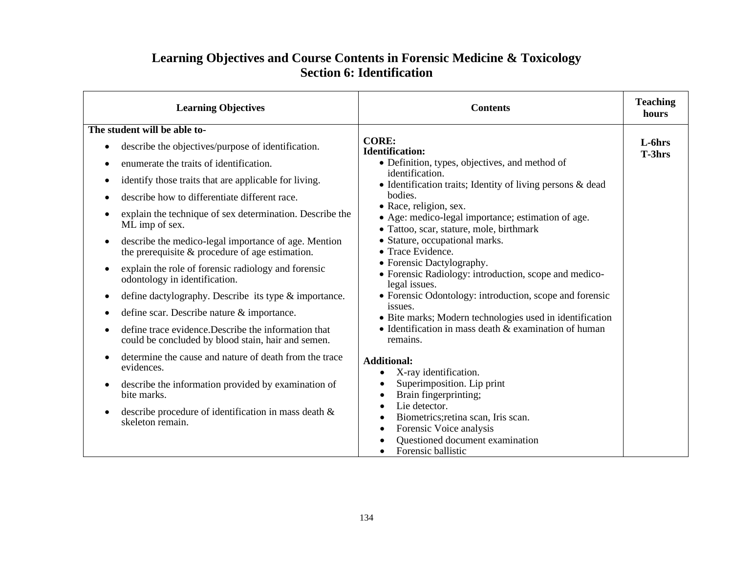# Learning Objectives and Course Contents in Forensic Medicine & Toxicology
## Section 6: Identification

| Learning Objectives | Contents | Teaching hours |
|---|---|---|
| **The student will be able to-**<br>• describe the objectives/purpose of identification.<br>• enumerate the traits of identification.<br>• identify those traits that are applicable for living.<br>• describe how to differentiate different race.<br>• explain the technique of sex determination. Describe the ML imp of sex.<br>• describe the medico-legal importance of age. Mention the prerequisite & procedure of age estimation.<br>• explain the role of forensic radiology and forensic odontology in identification.<br>• define dactylography. Describe its type & importance.<br>• define scar. Describe nature & importance.<br>• define trace evidence.Describe the information that could be concluded by blood stain, hair and semen.<br>• determine the cause and nature of death from the trace evidences.<br>• describe the information provided by examination of bite marks.<br>• describe procedure of identification in mass death & skeleton remain. | **CORE:**<br>**Identification:**<br>• Definition, types, objectives, and method of identification.<br>• Identification traits; Identity of living persons & dead bodies.<br>• Race, religion, sex.<br>• Age: medico-legal importance; estimation of age.<br>• Tattoo, scar, stature, mole, birthmark<br>• Stature, occupational marks.<br>• Trace Evidence.<br>• Forensic Dactylography.<br>• Forensic Radiology: introduction, scope and medico-legal issues.<br>• Forensic Odontology: introduction, scope and forensic issues.<br>• Bite marks; Modern technologies used in identification<br>• Identification in mass death & examination of human remains.<br><br>**Additional:**<br>• X-ray identification.<br>• Superimposition. Lip print<br>• Brain fingerprinting;<br>• Lie detector.<br>• Biometrics;retina scan, Iris scan.<br>• Forensic Voice analysis<br>• Questioned document examination<br>• Forensic ballistic | **L-6hrs**<br>**T-3hrs** |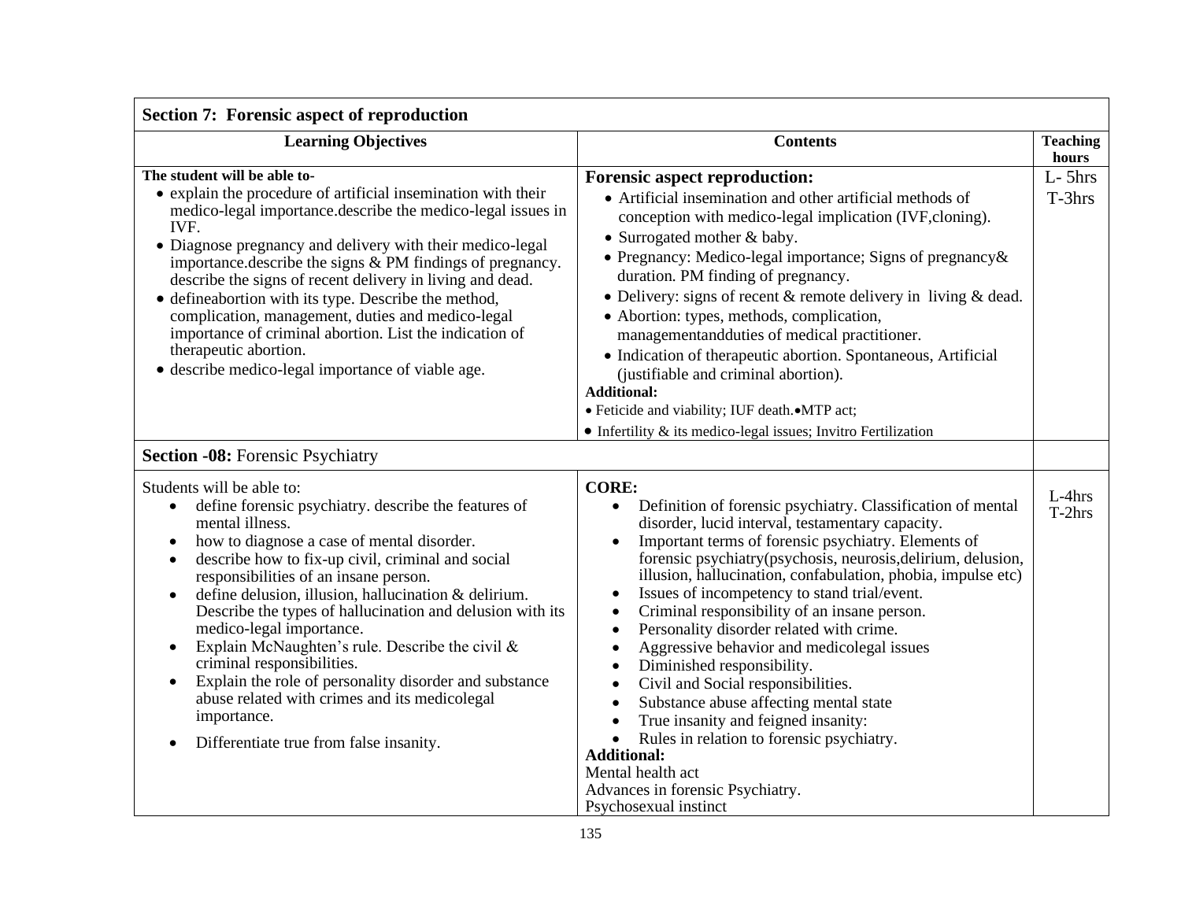| Section 7: Forensic aspect of reproduction | | |
|---|---|---|
| **Learning Objectives** | **Contents** | **Teaching hours** |
| **The student will be able to-**<br>• explain the procedure of artificial insemination with their medico-legal importance.describe the medico-legal issues in IVF.<br>• Diagnose pregnancy and delivery with their medico-legal importance.describe the signs & PM findings of pregnancy. describe the signs of recent delivery in living and dead.<br>• defineabortion with its type. Describe the method, complication, management, duties and medico-legal importance of criminal abortion. List the indication of therapeutic abortion.<br>• describe medico-legal importance of viable age. | **Forensic aspect reproduction:**<br>• Artificial insemination and other artificial methods of conception with medico-legal implication (IVF,cloning).<br>• Surrogated mother & baby.<br>• Pregnancy: Medico-legal importance; Signs of pregnancy& duration. PM finding of pregnancy.<br>• Delivery: signs of recent & remote delivery in living & dead.<br>• Abortion: types, methods, complication, managementandduties of medical practitioner.<br>• Indication of therapeutic abortion. Spontaneous, Artificial (justifiable and criminal abortion).<br>**Additional:**<br>• Feticide and viability; IUF death.•MTP act;<br>• Infertility & its medico-legal issues; Invitro Fertilization | L- 5hrs<br>T-3hrs |
| **Section -08:** Forensic Psychiatry | | |
| Students will be able to:<br>• define forensic psychiatry. describe the features of mental illness.<br>• how to diagnose a case of mental disorder.<br>• describe how to fix-up civil, criminal and social responsibilities of an insane person.<br>• define delusion, illusion, hallucination & delirium. Describe the types of hallucination and delusion with its medico-legal importance.<br>• Explain McNaughten's rule. Describe the civil & criminal responsibilities.<br>• Explain the role of personality disorder and substance abuse related with crimes and its medicolegal importance.<br>• Differentiate true from false insanity. | **CORE:**<br>• Definition of forensic psychiatry. Classification of mental disorder, lucid interval, testamentary capacity.<br>• Important terms of forensic psychiatry. Elements of forensic psychiatry(psychosis, neurosis,delirium, delusion, illusion, hallucination, confabulation, phobia, impulse etc)<br>• Issues of incompetency to stand trial/event.<br>• Criminal responsibility of an insane person.<br>• Personality disorder related with crime.<br>• Aggressive behavior and medicolegal issues<br>• Diminished responsibility.<br>• Civil and Social responsibilities.<br>• Substance abuse affecting mental state<br>• True insanity and feigned insanity:<br>• Rules in relation to forensic psychiatry.<br>**Additional:**<br>Mental health act<br>Advances in forensic Psychiatry.<br>Psychosexual instinct | L-4hrs<br>T-2hrs |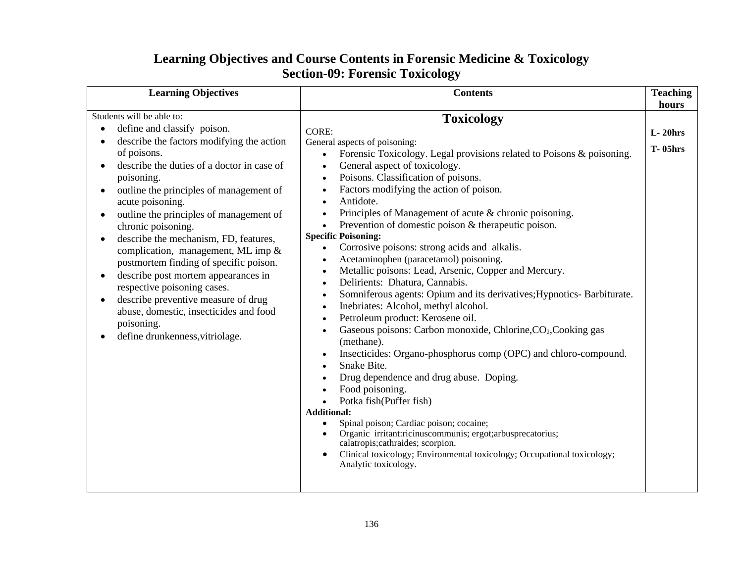# Learning Objectives and Course Contents in Forensic Medicine & Toxicology
## Section-09: Forensic Toxicology

| Learning Objectives | Contents | Teaching hours |
|---|---|---|
| Students will be able to:<br>• define and classify poison.<br>• describe the factors modifying the action of poisons.<br>• describe the duties of a doctor in case of poisoning.<br>• outline the principles of management of acute poisoning.<br>• outline the principles of management of chronic poisoning.<br>• describe the mechanism, FD, features, complication, management, ML imp & postmortem finding of specific poison.<br>• describe post mortem appearances in respective poisoning cases.<br>• describe preventive measure of drug abuse, domestic, insecticides and food poisoning.<br>• define drunkenness,vitriolage. | **Toxicology**<br>CORE:<br>General aspects of poisoning:<br>• Forensic Toxicology. Legal provisions related to Poisons & poisoning.<br>• General aspect of toxicology.<br>• Poisons. Classification of poisons.<br>• Factors modifying the action of poison.<br>• Antidote.<br>• Principles of Management of acute & chronic poisoning.<br>• Prevention of domestic poison & therapeutic poison.<br>**Specific Poisoning:**<br>• Corrosive poisons: strong acids and alkalis.<br>• Acetaminophen (paracetamol) poisoning.<br>• Metallic poisons: Lead, Arsenic, Copper and Mercury.<br>• Delirients: Dhatura, Cannabis.<br>• Somniferous agents: Opium and its derivatives;Hypnotics- Barbiturate.<br>• Inebriates: Alcohol, methyl alcohol.<br>• Petroleum product: Kerosene oil.<br>• Gaseous poisons: Carbon monoxide, Chlorine,$CO_2$,Cooking gas (methane).<br>• Insecticides: Organo-phosphorus comp (OPC) and chloro-compound.<br>• Snake Bite.<br>• Drug dependence and drug abuse. Doping.<br>• Food poisoning.<br>• Potka fish(Puffer fish)<br>**Additional:**<br>• Spinal poison; Cardiac poison; cocaine;<br>• Organic irritant:ricinuscommunis; ergot;arbusprecatorius; calatropis;cathraides; scorpion.<br>• Clinical toxicology; Environmental toxicology; Occupational toxicology; Analytic toxicology. | **L- 20hrs**<br>**T- 05hrs** |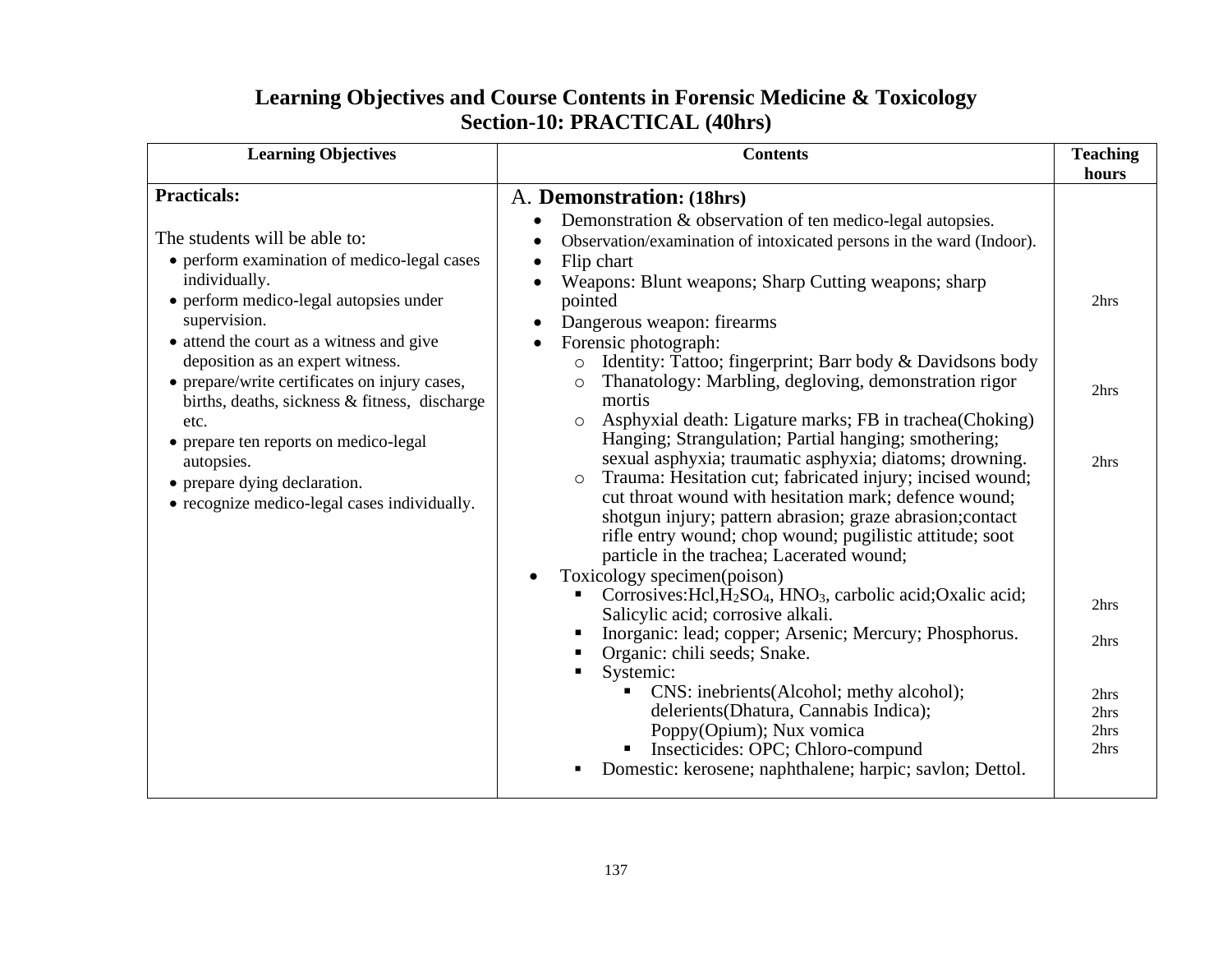# Learning Objectives and Course Contents in Forensic Medicine & Toxicology
## Section-10: PRACTICAL (40hrs)

| Learning Objectives | Contents | Teaching hours |
|---|---|---|
| **Practicals:**<br><br>The students will be able to:<br>• perform examination of medico-legal cases individually.<br>• perform medico-legal autopsies under supervision.<br>• attend the court as a witness and give deposition as an expert witness.<br>• prepare/write certificates on injury cases, births, deaths, sickness & fitness, discharge etc.<br>• prepare ten reports on medico-legal autopsies.<br>• prepare dying declaration.<br>• recognize medico-legal cases individually. | A. **Demonstration: (18hrs)**<br>• Demonstration & observation of ten medico-legal autopsies.<br>• Observation/examination of intoxicated persons in the ward (Indoor).<br>• Flip chart<br>• Weapons: Blunt weapons; Sharp Cutting weapons; sharp pointed<br>• Dangerous weapon: firearms<br>• Forensic photograph:<br>  ○ Identity: Tattoo; fingerprint; Barr body & Davidsons body<br>  ○ Thanatology: Marbling, degloving, demonstration rigor mortis<br>  ○ Asphyxial death: Ligature marks; FB in trachea(Choking) Hanging; Strangulation; Partial hanging; smothering; sexual asphyxia; traumatic asphyxia; diatoms; drowning.<br>  ○ Trauma: Hesitation cut; fabricated injury; incised wound; cut throat wound with hesitation mark; defence wound; shotgun injury; pattern abrasion; graze abrasion;contact rifle entry wound; chop wound; pugilistic attitude; soot particle in the trachea; Lacerated wound;<br>• Toxicology specimen(poison)<br>  ▪ Corrosives:Hcl,$H_2SO_4$, $HNO_3$, carbolic acid;Oxalic acid; Salicylic acid; corrosive alkali.<br>  ▪ Inorganic: lead; copper; Arsenic; Mercury; Phosphorus.<br>  ▪ Organic: chili seeds; Snake.<br>  ▪ Systemic:<br>    ▪ CNS: inebrients(Alcohol; methy alcohol); delerients(Dhatura, Cannabis Indica); Poppy(Opium); Nux vomica<br>    ▪ Insecticides: OPC; Chloro-compund<br>  ▪ Domestic: kerosene; naphthalene; harpic; savlon; Dettol. | 2hrs<br><br>2hrs<br><br>2hrs<br><br>2hrs<br>2hrs<br><br>2hrs<br>2hrs<br>2hrs<br>2hrs |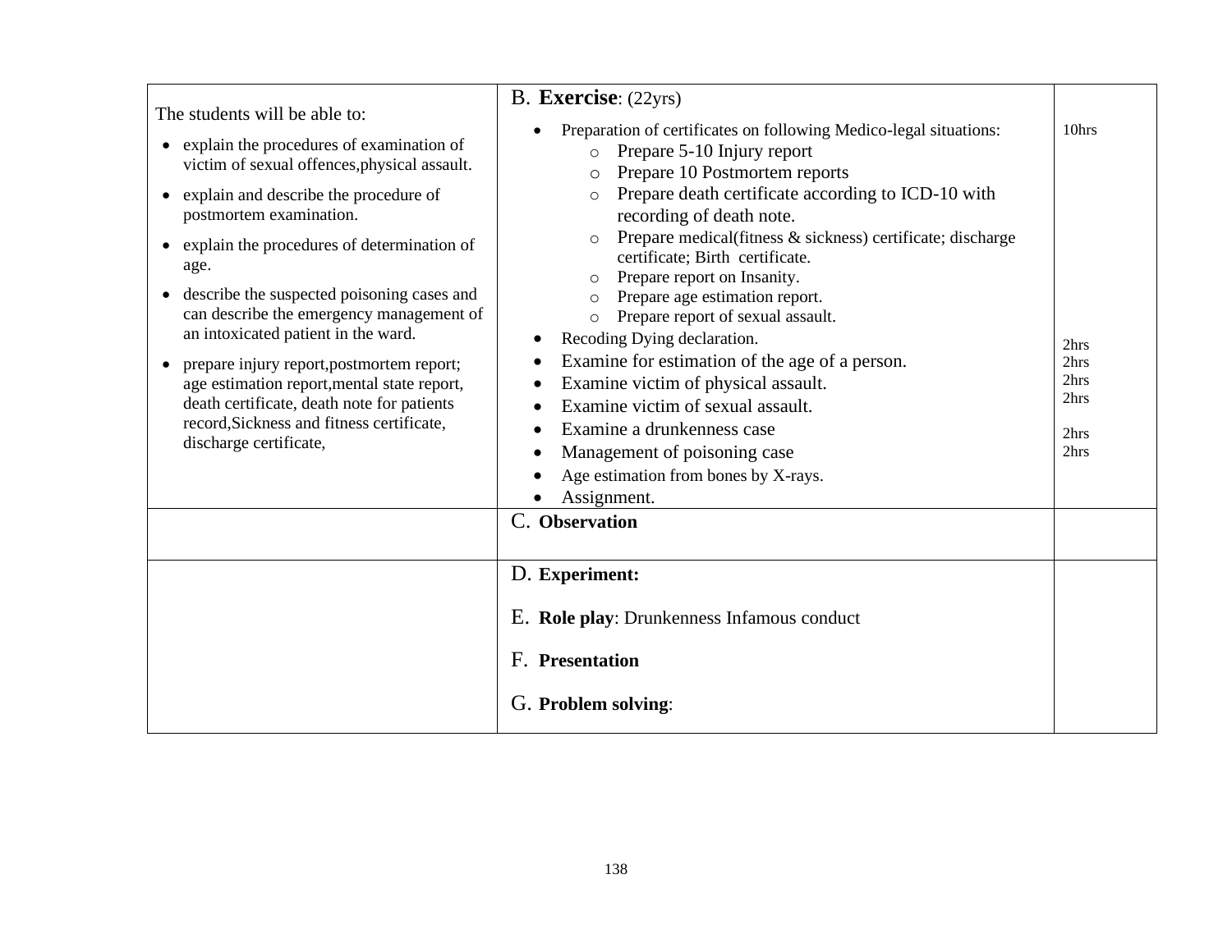| | | |
|---|---|---|
| The students will be able to:<br>• explain the procedures of examination of victim of sexual offences,physical assault.<br>• explain and describe the procedure of postmortem examination.<br>• explain the procedures of determination of age.<br>• describe the suspected poisoning cases and can describe the emergency management of an intoxicated patient in the ward.<br>• prepare injury report,postmortem report; age estimation report,mental state report, death certificate, death note for patients record,Sickness and fitness certificate, discharge certificate, | B. **Exercise**: (22yrs)<br>• Preparation of certificates on following Medico-legal situations:<br>  ○ Prepare 5-10 Injury report<br>  ○ Prepare 10 Postmortem reports<br>  ○ Prepare death certificate according to ICD-10 with recording of death note.<br>  ○ Prepare medical(fitness & sickness) certificate; discharge certificate; Birth certificate.<br>  ○ Prepare report on Insanity.<br>  ○ Prepare age estimation report.<br>  ○ Prepare report of sexual assault.<br>• Recoding Dying declaration.<br>• Examine for estimation of the age of a person.<br>• Examine victim of physical assault.<br>• Examine victim of sexual assault.<br>• Examine a drunkenness case<br>• Management of poisoning case<br>• Age estimation from bones by X-rays.<br>• Assignment. | 10hrs<br><br><br><br><br><br><br><br><br><br>2hrs<br>2hrs<br>2hrs<br>2hrs<br><br>2hrs<br>2hrs |
| | C. **Observation** | |
| | D. **Experiment:**<br><br>E. **Role play**: Drunkenness Infamous conduct<br><br>F. **Presentation**<br><br>G. **Problem solving**: | |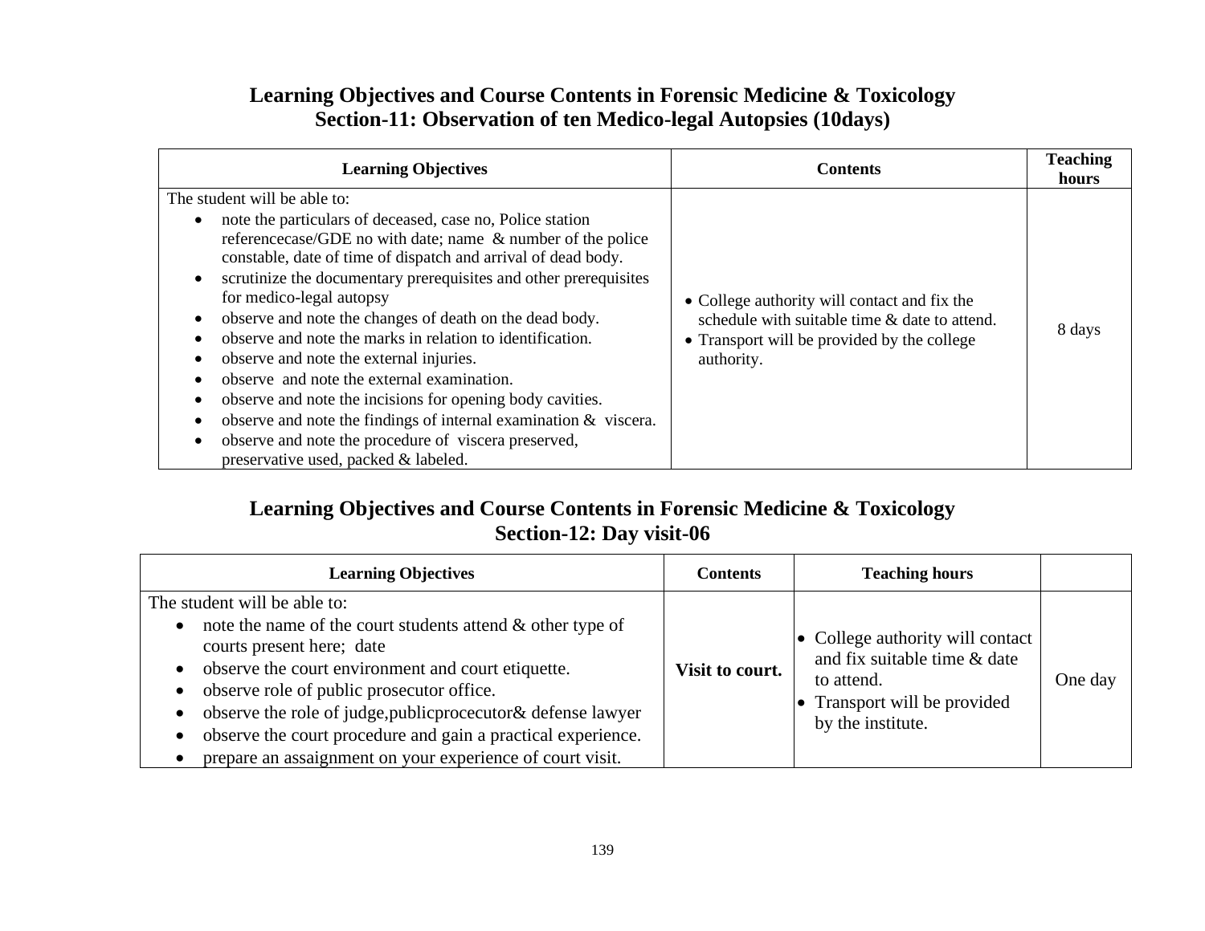## Learning Objectives and Course Contents in Forensic Medicine & Toxicology
## Section-11: Observation of ten Medico-legal Autopsies (10days)

| Learning Objectives | Contents | Teaching hours |
|---|---|---|
| The student will be able to:<br>• note the particulars of deceased, case no, Police station referencecase/GDE no with date; name & number of the police constable, date of time of dispatch and arrival of dead body.<br>• scrutinize the documentary prerequisites and other prerequisites for medico-legal autopsy<br>• observe and note the changes of death on the dead body.<br>• observe and note the marks in relation to identification.<br>• observe and note the external injuries.<br>• observe and note the external examination.<br>• observe and note the incisions for opening body cavities.<br>• observe and note the findings of internal examination & viscera.<br>• observe and note the procedure of viscera preserved, preservative used, packed & labeled. | • College authority will contact and fix the schedule with suitable time & date to attend.<br>• Transport will be provided by the college authority. | 8 days |

## Learning Objectives and Course Contents in Forensic Medicine & Toxicology
## Section-12: Day visit-06

| Learning Objectives | Contents | Teaching hours | |
|---|---|---|---|
| The student will be able to:<br>• note the name of the court students attend & other type of courts present here; date<br>• observe the court environment and court etiquette.<br>• observe role of public prosecutor office.<br>• observe the role of judge,publicprocecutor& defense lawyer<br>• observe the court procedure and gain a practical experience.<br>• prepare an assaignment on your experience of court visit. | **Visit to court.** | • College authority will contact and fix suitable time & date to attend.<br>• Transport will be provided by the institute. | One day |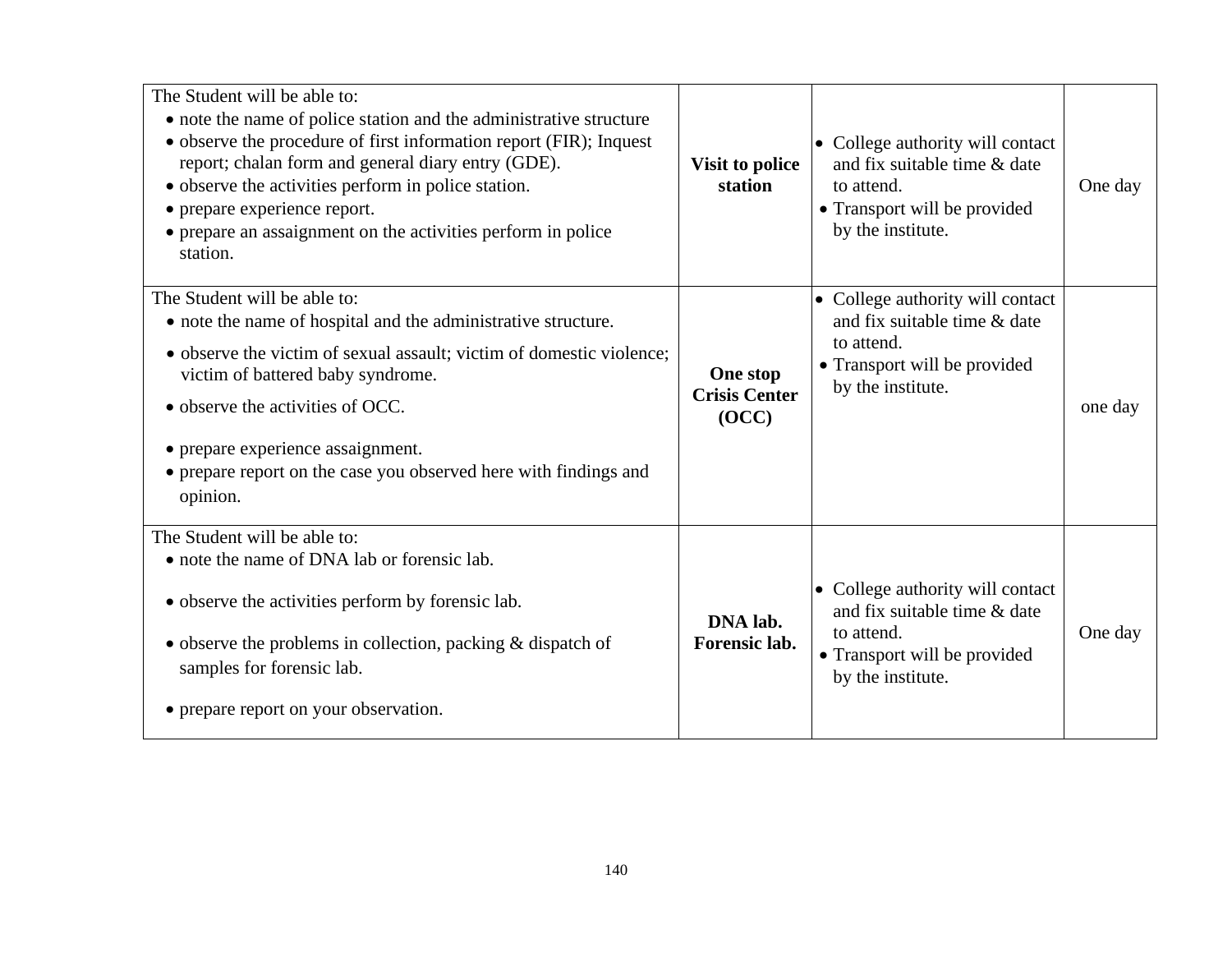| | | | |
|---|---|---|---|
| The Student will be able to:<br>• note the name of police station and the administrative structure<br>• observe the procedure of first information report (FIR); Inquest report; chalan form and general diary entry (GDE).<br>• observe the activities perform in police station.<br>• prepare experience report.<br>• prepare an assaignment on the activities perform in police station. | **Visit to police station** | • College authority will contact and fix suitable time & date to attend.<br>• Transport will be provided by the institute. | One day |
| The Student will be able to:<br>• note the name of hospital and the administrative structure.<br>• observe the victim of sexual assault; victim of domestic violence; victim of battered baby syndrome.<br>• observe the activities of OCC.<br>• prepare experience assaignment.<br>• prepare report on the case you observed here with findings and opinion. | **One stop Crisis Center (OCC)** | • College authority will contact and fix suitable time & date to attend.<br>• Transport will be provided by the institute. | one day |
| The Student will be able to:<br>• note the name of DNA lab or forensic lab.<br>• observe the activities perform by forensic lab.<br>• observe the problems in collection, packing & dispatch of samples for forensic lab.<br>• prepare report on your observation. | **DNA lab. Forensic lab.** | • College authority will contact and fix suitable time & date to attend.<br>• Transport will be provided by the institute. | One day |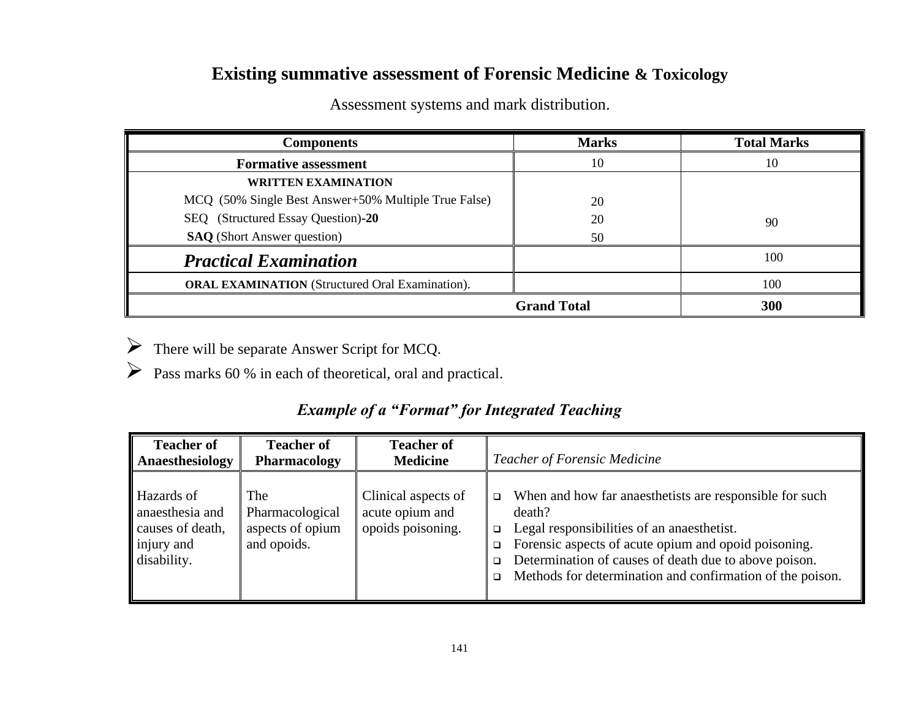## Existing summative assessment of Forensic Medicine & Toxicology

Assessment systems and mark distribution.

| Components | Marks | Total Marks |
|---|---|---|
| **Formative assessment** | 10 | 10 |
| **WRITTEN EXAMINATION**<br>MCQ (50% Single Best Answer+50% Multiple True False)<br>SEQ (Structured Essay Question)-**20**<br>**SAQ** (Short Answer question) | <br>20<br>20<br>50 | 90 |
| ***Practical Examination*** | | 100 |
| **ORAL EXAMINATION** (Structured Oral Examination). | | 100 |
| **Grand Total** | | **300** |

- There will be separate Answer Script for MCQ.
- Pass marks 60 % in each of theoretical, oral and practical.

### *Example of a "Format" for Integrated Teaching*

| Teacher of Anaesthesiology | Teacher of Pharmacology | Teacher of Medicine | *Teacher of Forensic Medicine* |
|---|---|---|---|
| Hazards of anaesthesia and causes of death, injury and disability. | The Pharmacological aspects of opium and opoids. | Clinical aspects of acute opium and opoids poisoning. | - When and how far anaesthetists are responsible for such death?<br>- Legal responsibilities of an anaesthetist.<br>- Forensic aspects of acute opium and opoid poisoning.<br>- Determination of causes of death due to above poison.<br>- Methods for determination and confirmation of the poison. |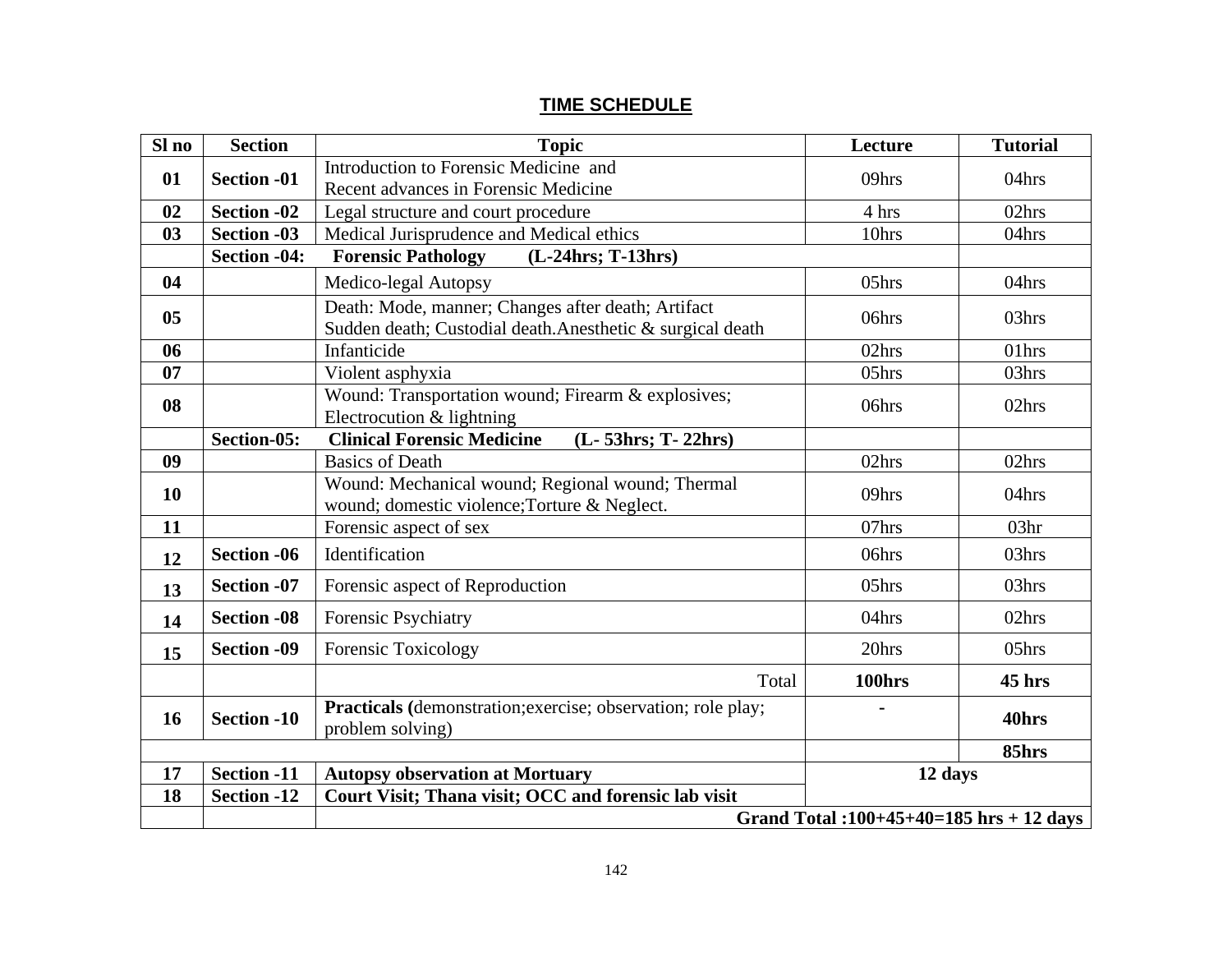## TIME SCHEDULE

| Sl no | Section | Topic | Lecture | Tutorial |
|---|---|---|---|---|
| 01 | Section -01 | Introduction to Forensic Medicine and Recent advances in Forensic Medicine | 09hrs | 04hrs |
| 02 | Section -02 | Legal structure and court procedure | 4 hrs | 02hrs |
| 03 | Section -03 | Medical Jurisprudence and Medical ethics | 10hrs | 04hrs |
| | **Section -04:** | **Forensic Pathology (L-24hrs; T-13hrs)** | | |
| 04 | | Medico-legal Autopsy | 05hrs | 04hrs |
| 05 | | Death: Mode, manner; Changes after death; Artifact Sudden death; Custodial death.Anesthetic & surgical death | 06hrs | 03hrs |
| 06 | | Infanticide | 02hrs | 01hrs |
| 07 | | Violent asphyxia | 05hrs | 03hrs |
| 08 | | Wound: Transportation wound; Firearm & explosives; Electrocution & lightning | 06hrs | 02hrs |
| | **Section-05:** | **Clinical Forensic Medicine (L- 53hrs; T- 22hrs)** | | |
| 09 | | Basics of Death | 02hrs | 02hrs |
| 10 | | Wound: Mechanical wound; Regional wound; Thermal wound; domestic violence;Torture & Neglect. | 09hrs | 04hrs |
| 11 | | Forensic aspect of sex | 07hrs | 03hr |
| 12 | Section -06 | Identification | 06hrs | 03hrs |
| 13 | Section -07 | Forensic aspect of Reproduction | 05hrs | 03hrs |
| 14 | Section -08 | Forensic Psychiatry | 04hrs | 02hrs |
| 15 | Section -09 | Forensic Toxicology | 20hrs | 05hrs |
| | | Total | **100hrs** | **45 hrs** |
| 16 | Section -10 | **Practicals (**demonstration;exercise; observation; role play; problem solving) | - | **40hrs** |
| | | | | **85hrs** |
| 17 | Section -11 | **Autopsy observation at Mortuary** | **12 days** | |
| 18 | Section -12 | **Court Visit; Thana visit; OCC and forensic lab visit** | | |
| | | **Grand Total :100+45+40=185 hrs + 12 days** | | |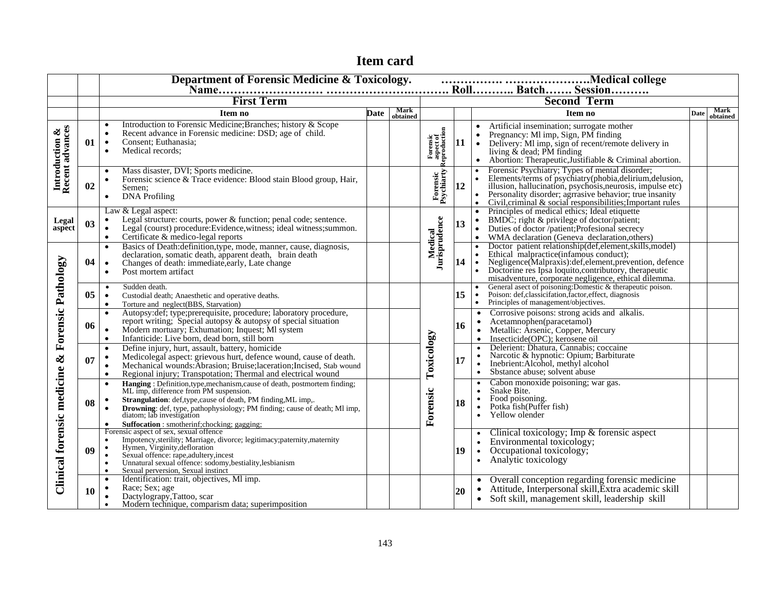# Item card

| | | Department of Forensic Medicine & Toxicology. ……………. ………………….Medical college<br>Name……………………… ……………………..………. Roll……….. Batch……. Session………. | | | | | | | |
|---|---|---|---|---|---|---|---|---|---|
| | | **First Term** | | | **Second Term** | | | | |
| | | **Item no** | **Date** | **Mark obtained** | | | **Item no** | **Date** | **Mark obtained** |
| **Introduction & Recent advances** | **01** | • Introduction to Forensic Medicine;Branches; history & Scope<br>• Recent advance in Forensic medicine: DSD; age of child.<br>• Consent; Euthanasia;<br>• Medical records; | | | **Forensic aspect of Reproduction** | **11** | • Artificial insemination; surrogate mother<br>• Pregnancy: Ml imp, Sign, PM finding<br>• Delivery: Ml imp, sign of recent/remote delivery in living & dead; PM finding<br>• Abortion: Therapeutic,Justifiable & Criminal abortion. | | |
| | **02** | • Mass disaster, DVI; Sports medicine.<br>• Forensic science & Trace evidence: Blood stain Blood group, Hair, Semen;<br>• DNA Profiling | | | **Forensic Psychiarty** | **12** | • Forensic Psychiatry; Types of mental disorder;<br>• Elements/terms of psychiatry(phobia,delirium,delusion, illusion, hallucination, psychosis,neurosis, impulse etc)<br>• Personality disorder; agrrasive behavior; true insanity<br>• Civil,criminal & social responsibilities;Important rules | | |
| **Legal aspect** | **03** | Law & Legal aspect:<br>• Legal structure: courts, power & function; penal code; sentence.<br>• Legal (courst) procedure:Evidence,witness; ideal witness;summon.<br>• Certificate & medico-legal reports | | | **Medical Jurisprudence** | **13** | • Principles of medical ethics; Ideal etiquette<br>• BMDC; right & privilege of doctor/patient;<br>• Duties of doctor /patient;Profesional secrecy<br>• WMA declaration (Geneva declaration,others) | | |
| **Clinical forensic medicine & Forensic Pathology** | **04** | • Basics of Death:definition,type, mode, manner, cause, diagnosis, declaration, somatic death, apparent death, brain death<br>• Changes of death: immediate,early, Late change<br>• Post mortem artifact | | | | **14** | • Doctor patient relationship(def,element,skills,model)<br>• Ethical malpractice(infamous conduct);<br>• Negligence(Malpraxis):def,element,prevention, defence<br>• Doctorine res Ipsa loquito,contributory, therapeutic misadventure, corporate negligence, ethical dilemma. | | |
| | **05** | • Sudden death.<br>• Custodial death; Anaesthetic and operative deaths.<br>• Torture and neglect(BBS, Starvation) | | | **Forensic Toxicology** | **15** | • General asect of poisoning:Domestic & therapeutic poison.<br>• Poison: def,classicifation,factor,effect, diagnosis<br>• Principles of management/objectives. | | |
| | **06** | • Autopsy:def; type;prerequisite, procedure; laboratory procedure, report writing; Special autopsy & autopsy of special situation<br>• Modern mortuary; Exhumation; Inquest; Ml system<br>• Infanticide: Live born, dead born, still born | | | | **16** | • Corrosive poisons: strong acids and alkalis.<br>• Acetamnophen(paracetamol)<br>• Metallic: Arsenic, Copper, Mercury<br>• Insecticide(OPC); kerosene oil | | |
| | **07** | • Define injury, hurt, assault, battery, homicide<br>• Medicolegal aspect: grievous hurt, defence wound, cause of death.<br>• Mechanical wounds:Abrasion; Bruise;laceration;Incised, Stab wound<br>• Regional injury; Transpotation; Thermal and electrical wound | | | | **17** | • Delerient: Dhatura, Cannabis; coccaine<br>• Narcotic & hypnotic: Opium; Barbiturate<br>• Inebrient:Alcohol, methyl alcohol<br>• Sbstance abuse; solvent abuse | | |
| | **08** | • **Hanging** : Definition,type,mechanism,cause of death, postmortem finding; ML imp, difference from PM suspension.<br>• **Strangulation**: def,type,cause of death, PM finding,ML imp,.<br>• **Drowning**: def, type, pathophysiology; PM finding; cause of death; Ml imp, diatom; lab investigation<br>• **Suffocation** : smotherinf;chocking; gagging; | | | | **18** | • Cabon monoxide poisoning; war gas.<br>• Snake Bite.<br>• Food poisoning.<br>• Potka fish(Puffer fish)<br>• Yellow olender | | |
| | **09** | Forensic aspect of sex, sexual offence<br>• Impotency,sterility; Marriage, divorce; legitimacy;paternity,maternity<br>• Hymen, Virginity,defloration<br>• Sexual offence: rape,adultery,incest<br>• Unnatural sexual offence: sodomy,bestiality,lesbianism<br>• Sexual perversion, Sexual instinct | | | | **19** | • Clinical toxicology; Imp & forensic aspect<br>• Environmental toxicology;<br>• Occupational toxicology;<br>• Analytic toxicology | | |
| | **10** | • Identification: trait, objectives, Ml imp.<br>• Race; Sex; age<br>• Dactylograpy,Tattoo, scar<br>• Modern technique, comparism data; superimposition | | | | **20** | • Overall conception regarding forensic medicine<br>• Attitude, Interpersonal skill,Extra academic skill<br>• Soft skill, management skill, leadership skill | | |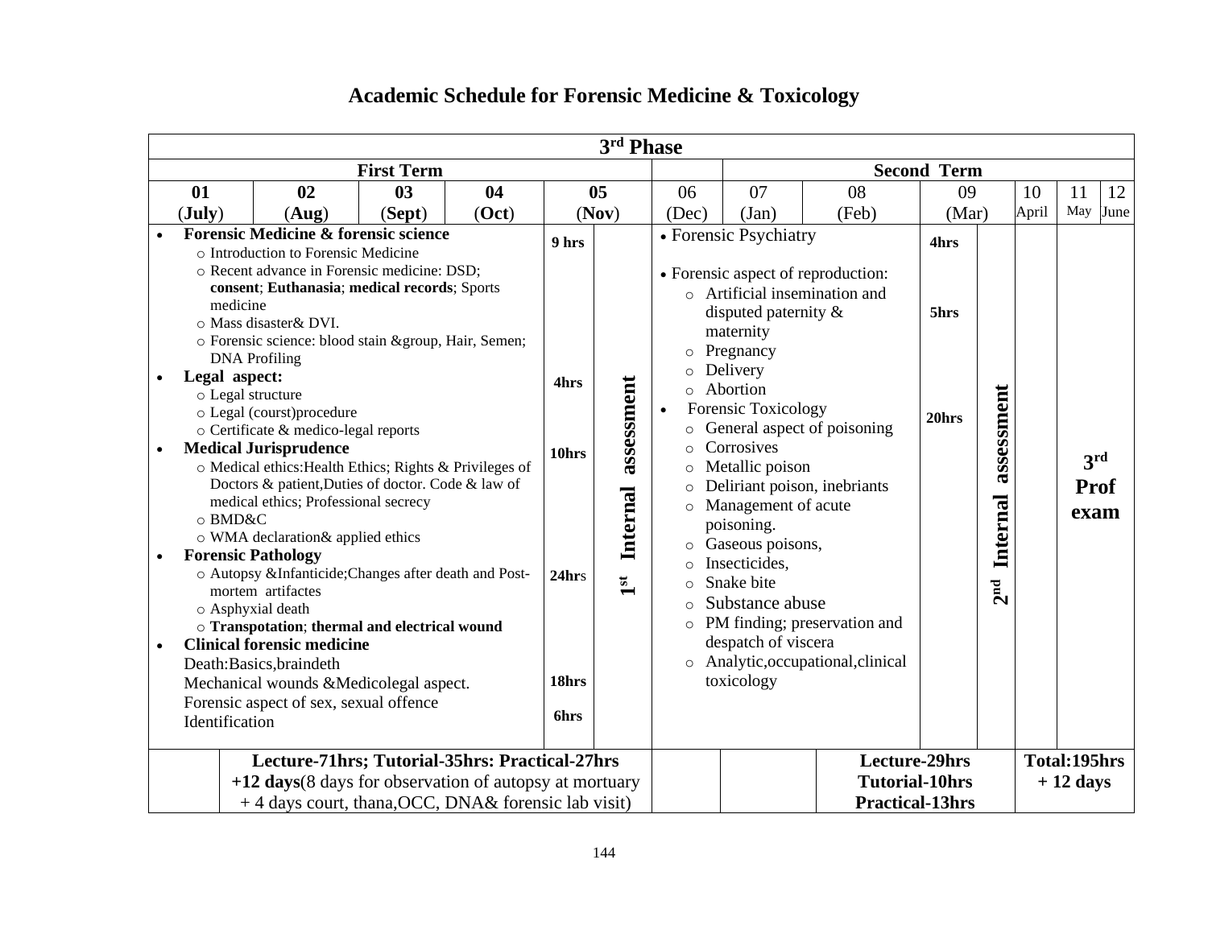# Academic Schedule for Forensic Medicine & Toxicology

| 3rd Phase | | | | | | | | | | | | | |
|---|---|---|---|---|---|---|---|---|---|---|---|---|---|
| First Term | | | | | | | Second Term | | | | | | |
| 01 (July) | 02 (Aug) | 03 (Sept) | 04 (Oct) | 05 (Nov) | | 06 (Dec) | 07 (Jan) | 08 (Feb) | 09 (Mar) | | 10 April | 11 May | 12 June |
| • **Forensic Medicine & forensic science**<br>○ Introduction to Forensic Medicine<br>○ Recent advance in Forensic medicine: DSD; **consent**; **Euthanasia**; **medical records**; Sports medicine<br>○ Mass disaster& DVI.<br>○ Forensic science: blood stain &group, Hair, Semen; DNA Profiling<br>• **Legal aspect:**<br>○ Legal structure<br>○ Legal (courst)procedure<br>○ Certificate & medico-legal reports<br>• **Medical Jurisprudence**<br>○ Medical ethics:Health Ethics; Rights & Privileges of Doctors & patient,Duties of doctor. Code & law of medical ethics; Professional secrecy<br>○ BMD&C<br>○ WMA declaration& applied ethics<br>• **Forensic Pathology**<br>○ Autopsy &Infanticide;Changes after death and Post-mortem artifactes<br>○ Asphyxial death<br>○ **Transpotation**; **thermal and electrical wound**<br>• **Clinical forensic medicine**<br>Death:Basics,braindeth<br>Mechanical wounds &Medicolegal aspect.<br>Forensic aspect of sex, sexual offence<br>Identification | | | | **9 hrs**<br><br>**4hrs**<br><br>**10hrs**<br><br>**24hrs**<br><br>**18hrs**<br><br>**6hrs** | **1st Internal assessment** | • Forensic Psychiatry<br><br>• Forensic aspect of reproduction:<br>○ Artificial insemination and disputed paternity & maternity<br>○ Pregnancy<br>○ Delivery<br>○ Abortion<br>• Forensic Toxicology<br>○ General aspect of poisoning<br>○ Corrosives<br>○ Metallic poison<br>○ Deliriant poison, inebriants<br>○ Management of acute poisoning.<br>○ Gaseous poisons,<br>○ Insecticides,<br>○ Snake bite<br>○ Substance abuse<br>○ PM finding; preservation and despatch of viscera<br>○ Analytic,occupational,clinical toxicology | | | **4hrs**<br><br>**5hrs**<br><br>**20hrs** | **2nd Internal assessment** | | **3rd Prof exam** | |
| | **Lecture-71hrs; Tutorial-35hrs: Practical-27hrs**<br>**+12 days**(8 days for observation of autopsy at mortuary + 4 days court, thana,OCC, DNA& forensic lab visit) | | | | | | | **Lecture-29hrs**<br>**Tutorial-10hrs**<br>**Practical-13hrs** | | | **Total:195hrs + 12 days** | | |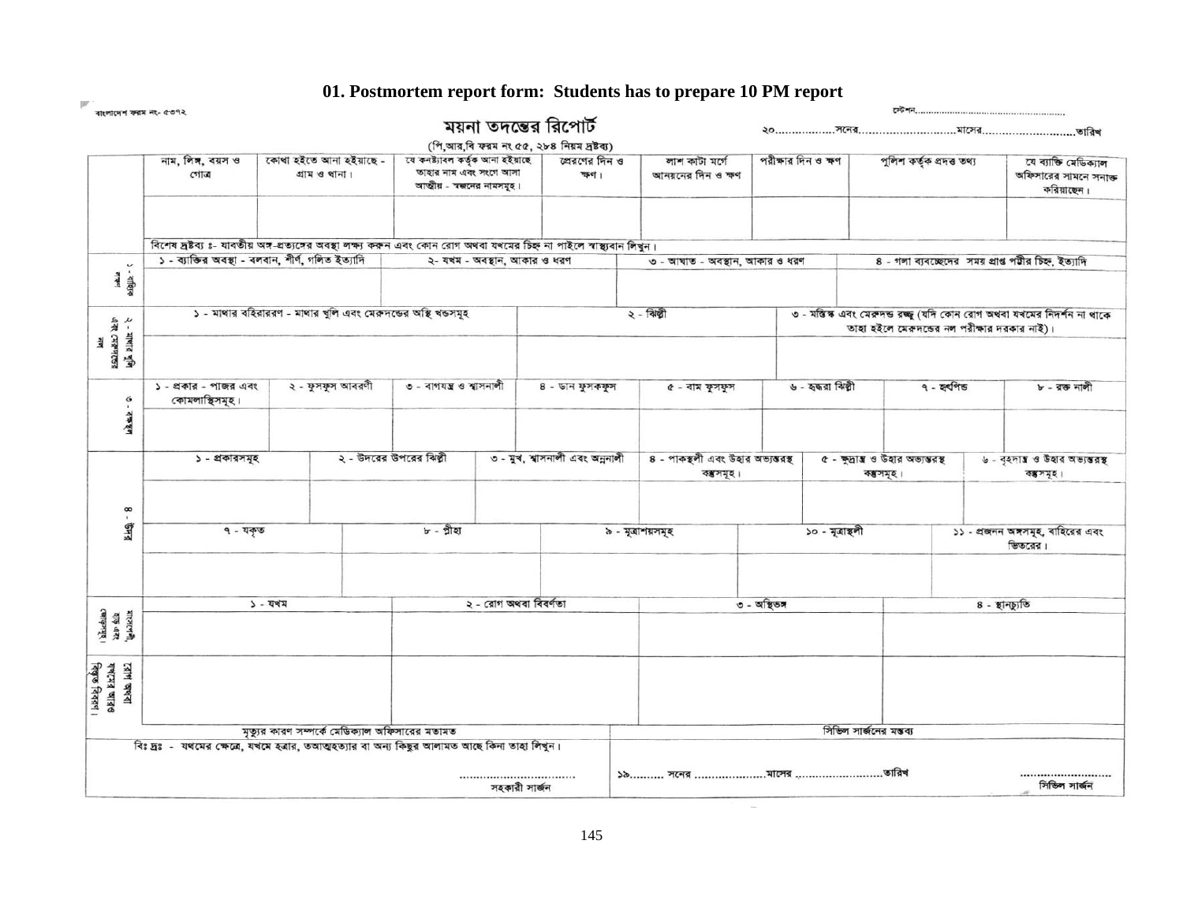## 01. Postmortem report form: Students has to prepare 10 PM report

বাংলাদেশ ফরম নং- ৫৩৭২

স্টেশন.......................................................

# ময়না তদন্তের রিপোর্ট

(পি,আর,বি ফরম নং ৫৫, ২৮৪ নিয়ম দ্রষ্টব্য)

২০..................সনের..............................মাসের..........................তারিখ

| | নাম, লিঙ্গ, বয়স ও গোত্র | কোথা হইতে আনা হইয়াছে - গ্রাম ও থানা। | যে কনষ্ট্যাবল কর্তৃক আনা হইয়াছে তাহার নাম এবং সংগে আসা আত্মীয় - স্বজনের নামসমূহ। | প্রেরণের দিন ও ক্ষণ। | লাশ কাটা মর্গে আনয়নের দিন ও ক্ষণ | পরীক্ষার দিন ও ক্ষণ | পুলিশ কর্তৃক প্রদত্ত তথ্য | যে ব্যক্তি মেডিক্যাল অফিসারের সামনে সনাক্ত করিয়াছেন। |
|---|---|---|---|---|---|---|---|---|
| | | | | | | | | |

বিশেষ দ্রষ্টব্য ঃ- যাবতীয় অঙ্গ-প্রত্যঙ্গের অবস্থা লক্ষ্য করুন এবং কোন রোগ অথবা যখমের চিহ্ন না পাইলে স্বাস্থ্যবান লিখুন।

| ১ - বাহ্যিক লক্ষণ | ১ - ব্যক্তির অবস্থা - বলবান, শীর্ণ, গলিত ইত্যাদি | ২- যখম - অবস্থান, আকার ও ধরণ | ৩ - আঘাত - অবস্থান, আকার ও ধরণ | ৪ - গলা ব্যবচ্ছেদের সময় প্রাপ্ত পট্টীর চিহ্ন, ইত্যাদি |
|---|---|---|---|---|
| | | | | |

| ২ - মাথার খুলি এবং মেরুদণ্ডের নল | ১ - মাথার বহিরাবরণ - মাথার খুলি এবং মেরুদণ্ডের অস্থি খণ্ডসমূহ | ২ - ঝিল্লী | ৩ - মস্তিস্ক এবং মেরুদণ্ড রজ্জু (যদি কোন রোগ অথবা যখমের নিদর্শন না থাকে তাহা হইলে মেরুদণ্ডের নল পরীক্ষার দরকার নাই)। |
|---|---|---|---|
| | | | |

| ৩ - বক্ষদেশ | ১ - প্রকার - পাজর এবং কোমলাস্থিসমূহ। | ২ - ফুসফুস আবরণী | ৩ - বাগযন্ত্র ও শ্বাসনালী | ৪ - ডান ফুসফুস | ৫ - বাম ফুসফুস | ৬ - হৃদ্ধরা ঝিল্লী | ৭ - হৃৎপিণ্ড | ৮ - রক্ত নালী |
|---|---|---|---|---|---|---|---|---|
| | | | | | | | | |

| ৪ - উদর | ১ - প্রকারসমূহ | ২ - উদরের উপরের ঝিল্লী | ৩ - মুখ, শ্বাসনালী এবং অন্ননালী | ৪ - পাকস্থলী এবং উহার অভ্যন্তরস্থ বস্তসমূহ। | ৫ - ক্ষুদ্রান্ত্র ও উহার অভ্যন্তরস্থ বস্তসমূহ। | ৬ - বৃহদান্ত্র ও উহার অভ্যন্তরস্থ বস্তসমূহ। |
|---|---|---|---|---|---|---|
| | | | | | | |
| | ৭ - যকৃত | ৮ - প্লীহা | ৯ - মূত্রাশয়সমূহ | ১০ - মূত্রাস্থলী | ১১ - প্রজনন অঙ্গসমূহ, বাহিরের এবং ভিতরের। | |
| | | | | | | |

| | ১ - যখম | ২ - রোগ অথবা বিবর্ণতা | ৩ - অস্থিভঙ্গ | ৪ - স্থানচ্যুতি |
|---|---|---|---|---|
| মাংসপেশী, হাড় এবং জোড়াসমূহ। | | | | |
| রোগ অথবা যখমের আরও বিস্তৃত বিবরণ। | | | | |

| মৃত্যুর কারণ সম্পর্কে মেডিক্যাল অফিসারের মতামত | সিভিল সার্জনের মন্তব্য |
|---|---|
| বিঃ দ্রঃ - যখমের ক্ষেত্রে, যখমে হত্যার, তত্আত্মহত্যার বা অন্য কিছুর আলামত আছে কিনা তাহা লিখুন। | |
| ................................... সহকারী সার্জন | ১৯.......... সনের ....................মাসের ...........................তারিখ ............................ সিভিল সার্জন |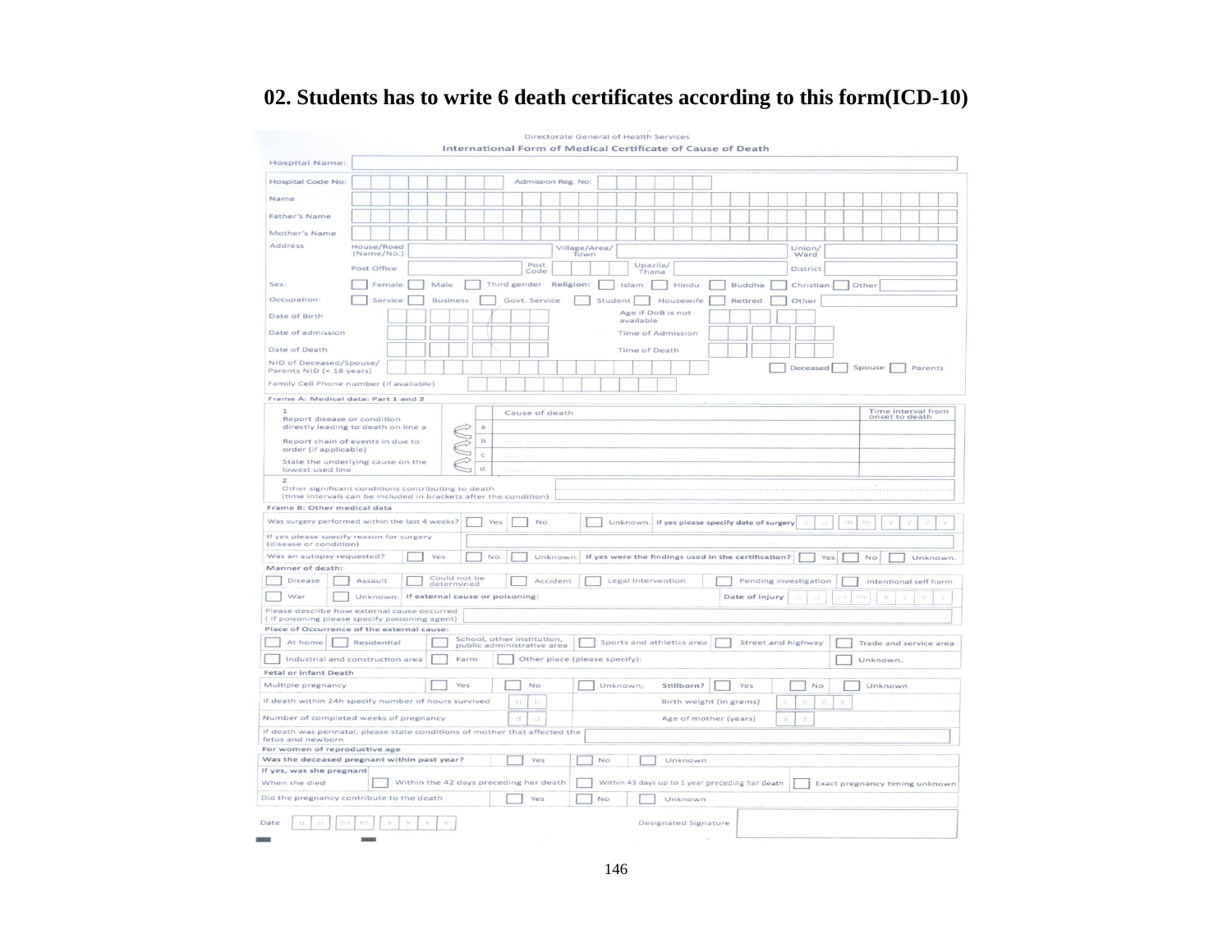**02. Students has to write 6 death certificates according to this form(ICD-10)**

Directorate General of Health Services

**International Form of Medical Certificate of Cause of Death**

| Hospital Name: | |
|---|---|

| Hospital Code No: | | Admission Reg. No: | |
|---|---|---|---|
| Name | | | |
| Father's Name | | | |
| Mother's Name | | | |

| Address | House/Road (Name/No.) | | Village/Area/ Town | | Union/ Ward | |
|---|---|---|---|---|---|---|
| | Post Office | | Post Code | | Upazila/ Thana | | District |

Sex: ☐ Female ☐ Male ☐ Third gender **Religion:** ☐ Islam ☐ Hindu ☐ Buddha ☐ Christian ☐ Other

Occupation: ☐ Service ☐ Business ☐ Govt. Service ☐ Student ☐ Housewife ☐ Retired ☐ Other

| Date of Birth | | Age if DoB is not available | |
|---|---|---|---|
| Date of admission | | Time of Admission | |
| Date of Death | | Time of Death | |

NID of Deceased/Spouse/ Parents NID (< 18 years) ☐ Deceased ☐ Spouse ☐ Parents

Family Cell Phone number (if available)

**Frame A: Medical data: Part 1 and 2**

| | | Cause of death | Time interval from onset to death |
|---|---|---|---|
| 1<br>Report disease or condition directly leading to death on line a<br>Report chain of events in due to order (if applicable)<br>State the underlying cause on the lowest used line | a | | |
| | b | Due to: | |
| | c | Due to: | |
| | d | Due to: | |
| 2<br>Other significant conditions contributing to death (time intervals can be included in brackets after the condition) | | | |

**Frame B: Other medical data**

| Was surgery performed within the last 4 weeks? | ☐ Yes ☐ No ☐ Unknown. | **If yes please specify date of surgery** d d m m y y y y |
|---|---|---|
| If yes please specify reason for surgery (disease or condition) | | |
| Was an autopsy requested? | ☐ Yes ☐ No ☐ Unknown. | **If yes were the findings used in the certification?** ☐ Yes ☐ No ☐ Unknown. |

**Manner of death:**

| ☐ Disease | ☐ Assault | ☐ Could not be determined | ☐ Accident | ☐ Legal Intervention | ☐ Pending investigation | ☐ Intentional self harm |
|---|---|---|---|---|---|---|
| ☐ War | ☐ Unknown. | **If external cause or poisoning:** | | | **Date of injury** d d m m y y y y | |

Please describe how external cause occurred (If poisoning please specify poisoning agent)

**Place of Occurrence of the external cause:**

| ☐ At home | ☐ Residential | ☐ School, other institution, public administrative area | ☐ Sports and athletics area | ☐ Street and highway | ☐ Trade and service area |
|---|---|---|---|---|---|
| ☐ Industrial and construction area | ☐ Farm | ☐ Other place (please specify): | | | ☐ Unknown. |

**Fetal or infant Death**

| Multiple pregnancy | ☐ Yes | ☐ No | ☐ Unknown; | **Stillborn?** ☐ Yes ☐ No ☐ Unknown |
|---|---|---|---|---|
| If death within 24h specify number of hours survived | h h | | Birth weight (in grams) | g g g g |
| Number of completed weeks of pregnancy | d d | | Age of mother (years) | y y |
| If death was perinatal, please state conditions of mother that affected the fetus and newborn | | | | |

**For women of reproductive age**

| **Was the deceased pregnant within past year?** | ☐ Yes | ☐ No | ☐ Unknown |
|---|---|---|---|
| **If yes, was she pregnant** When she died | ☐ Within the 42 days preceding her death | ☐ Within 43 days up to 1 year preceding her death | ☐ Exact pregnancy timing unknown |
| Did the pregnancy contribute to the death | ☐ Yes | ☐ No | ☐ Unknown |

Date d d m m y y y y

Designated Signature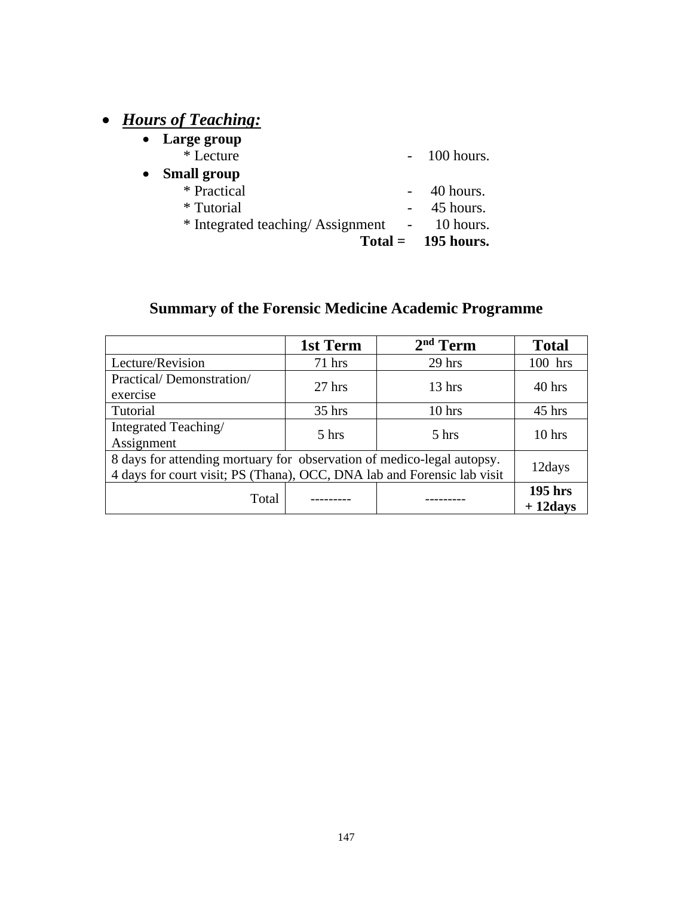- ***Hours of Teaching:***
  - **Large group**
    - * Lecture - 100 hours.
  - **Small group**
    - * Practical - 40 hours.
    - * Tutorial - 45 hours.
    - * Integrated teaching/ Assignment - 10 hours.

**Total = 195 hours.**

## Summary of the Forensic Medicine Academic Programme

| | 1st Term | 2nd Term | Total |
|---|---|---|---|
| Lecture/Revision | 71 hrs | 29 hrs | 100 hrs |
| Practical/ Demonstration/ exercise | 27 hrs | 13 hrs | 40 hrs |
| Tutorial | 35 hrs | 10 hrs | 45 hrs |
| Integrated Teaching/ Assignment | 5 hrs | 5 hrs | 10 hrs |
| 8 days for attending mortuary for observation of medico-legal autopsy. 4 days for court visit; PS (Thana), OCC, DNA lab and Forensic lab visit | | | 12days |
| Total | --------- | --------- | **195 hrs + 12days** |